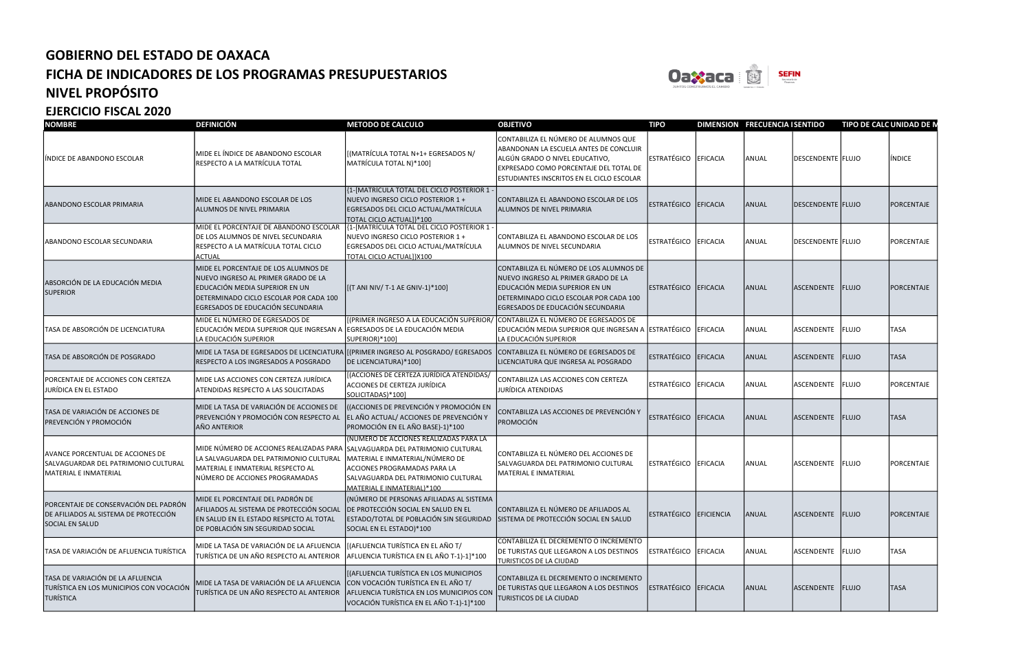# GOBIERNO DEL ESTADO DE OAXACA
## FICHA DE INDICADORES DE LOS PROGRAMAS PRESUPUESTARIOS
## NIVEL PROPÓSITO
## EJERCICIO FISCAL 2020

| NOMBRE | DEFINICIÓN | METODO DE CALCULO | OBJETIVO | TIPO | DIMENSION | FRECUENCIA | SENTIDO | TIPO DE CALC | UNIDAD DE M |
|---|---|---|---|---|---|---|---|---|---|
| ÍNDICE DE ABANDONO ESCOLAR | MIDE EL ÍNDICE DE ABANDONO ESCOLAR RESPECTO A LA MATRÍCULA TOTAL | [(MATRÍCULA TOTAL N+1+ EGRESADOS N/ MATRÍCULA TOTAL N)*100] | CONTABILIZA EL NÚMERO DE ALUMNOS QUE ABANDONAN LA ESCUELA ANTES DE CONCLUIR ALGÚN GRADO O NIVEL EDUCATIVO, EXPRESADO COMO PORCENTAJE DEL TOTAL DE ESTUDIANTES INSCRITOS EN EL CICLO ESCOLAR | ESTRATÉGICO | EFICACIA | ANUAL | DESCENDENTE | FLUJO | ÍNDICE |
| ABANDONO ESCOLAR PRIMARIA | MIDE EL ABANDONO ESCOLAR DE LOS ALUMNOS DE NIVEL PRIMARIA | {1-[MATRÍCULA TOTAL DEL CICLO POSTERIOR 1 - NUEVO INGRESO CICLO POSTERIOR 1 + EGRESADOS DEL CICLO ACTUAL/MATRÍCULA TOTAL CICLO ACTUAL]}*100 | CONTABILIZA EL ABANDONO ESCOLAR DE LOS ALUMNOS DE NIVEL PRIMARIA | ESTRATÉGICO | EFICACIA | ANUAL | DESCENDENTE | FLUJO | PORCENTAJE |
| ABANDONO ESCOLAR SECUNDARIA | MIDE EL PORCENTAJE DE ABANDONO ESCOLAR DE LOS ALUMNOS DE NIVEL SECUNDARIA RESPECTO A LA MATRÍCULA TOTAL CICLO ACTUAL | {1-[MATRÍCULA TOTAL DEL CICLO POSTERIOR 1 - NUEVO INGRESO CICLO POSTERIOR 1 + EGRESADOS DEL CICLO ACTUAL/MATRÍCULA TOTAL CICLO ACTUAL]}X100 | CONTABILIZA EL ABANDONO ESCOLAR DE LOS ALUMNOS DE NIVEL SECUNDARIA | ESTRATÉGICO | EFICACIA | ANUAL | DESCENDENTE | FLUJO | PORCENTAJE |
| ABSORCIÓN DE LA EDUCACIÓN MEDIA SUPERIOR | MIDE EL PORCENTAJE DE LOS ALUMNOS DE NUEVO INGRESO AL PRIMER GRADO DE LA EDUCACIÓN MEDIA SUPERIOR EN UN DETERMINADO CICLO ESCOLAR POR CADA 100 EGRESADOS DE EDUCACIÓN SECUNDARIA | [(T ANI NIV/ T-1 AE GNIV-1)*100] | CONTABILIZA EL NÚMERO DE LOS ALUMNOS DE NUEVO INGRESO AL PRIMER GRADO DE LA EDUCACIÓN MEDIA SUPERIOR EN UN DETERMINADO CICLO ESCOLAR POR CADA 100 EGRESADOS DE EDUCACIÓN SECUNDARIA | ESTRATÉGICO | EFICACIA | ANUAL | ASCENDENTE | FLUJO | PORCENTAJE |
| TASA DE ABSORCIÓN DE LICENCIATURA | MIDE EL NÚMERO DE EGRESADOS DE EDUCACIÓN MEDIA SUPERIOR QUE INGRESAN A LA EDUCACIÓN SUPERIOR | [(PRIMER INGRESO A LA EDUCACIÓN SUPERIOR/ EGRESADOS DE LA EDUCACIÓN MEDIA SUPERIOR)*100] | CONTABILIZA EL NÚMERO DE EGRESADOS DE EDUCACIÓN MEDIA SUPERIOR QUE INGRESAN A LA EDUCACIÓN SUPERIOR | ESTRATÉGICO | EFICACIA | ANUAL | ASCENDENTE | FLUJO | TASA |
| TASA DE ABSORCIÓN DE POSGRADO | MIDE LA TASA DE EGRESADOS DE LICENCIATURA RESPECTO A LOS INGRESADOS A POSGRADO | [(PRIMER INGRESO AL POSGRADO/ EGRESADOS DE LICENCIATURA)*100] | CONTABILIZA EL NÚMERO DE EGRESADOS DE LICENCIATURA QUE INGRESA AL POSGRADO | ESTRATÉGICO | EFICACIA | ANUAL | ASCENDENTE | FLUJO | TASA |
| PORCENTAJE DE ACCIONES CON CERTEZA JURÍDICA EN EL ESTADO | MIDE LAS ACCIONES CON CERTEZA JURÍDICA ATENDIDAS RESPECTO A LAS SOLICITADAS | [(ACCIONES DE CERTEZA JURÍDICA ATENDIDAS/ ACCIONES DE CERTEZA JURÍDICA SOLICITADAS)*100] | CONTABILIZA LAS ACCIONES CON CERTEZA JURÍDICA ATENDIDAS | ESTRATÉGICO | EFICACIA | ANUAL | ASCENDENTE | FLUJO | PORCENTAJE |
| TASA DE VARIACIÓN DE ACCIONES DE PREVENCIÓN Y PROMOCIÓN | MIDE LA TASA DE VARIACIÓN DE ACCIONES DE PREVENCIÓN Y PROMOCIÓN CON RESPECTO AL AÑO ANTERIOR | ((ACCIONES DE PREVENCIÓN Y PROMOCIÓN EN EL AÑO ACTUAL/ ACCIONES DE PREVENCIÓN Y PROMOCIÓN EN EL AÑO BASE)-1)*100 | CONTABILIZA LAS ACCIONES DE PREVENCIÓN Y PROMOCIÓN | ESTRATÉGICO | EFICACIA | ANUAL | ASCENDENTE | FLUJO | TASA |
| AVANCE PORCENTUAL DE ACCIONES DE SALVAGUARDAR DEL PATRIMONIO CULTURAL MATERIAL E INMATERIAL | MIDE NÚMERO DE ACCIONES REALIZADAS PARA LA SALVAGUARDA DEL PATRIMONIO CULTURAL MATERIAL E INMATERIAL RESPECTO AL NÚMERO DE ACCIONES PROGRAMADAS | (NÚMERO DE ACCIONES REALIZADAS PARA LA SALVAGUARDA DEL PATRIMONIO CULTURAL MATERIAL E INMATERIAL/NÚMERO DE ACCIONES PROGRAMADAS PARA LA SALVAGUARDA DEL PATRIMONIO CULTURAL MATERIAL E INMATERIAL)*100 | CONTABILIZA EL NÚMERO DEL ACCIONES DE SALVAGUARDA DEL PATRIMONIO CULTURAL MATERIAL E INMATERIAL | ESTRATÉGICO | EFICACIA | ANUAL | ASCENDENTE | FLUJO | PORCENTAJE |
| PORCENTAJE DE CONSERVACIÓN DEL PADRÓN DE AFILIADOS AL SISTEMA DE PROTECCIÓN SOCIAL EN SALUD | MIDE EL PORCENTAJE DEL PADRÓN DE AFILIADOS AL SISTEMA DE PROTECCIÓN SOCIAL EN SALUD EN EL ESTADO RESPECTO AL TOTAL DE POBLACIÓN SIN SEGURIDAD SOCIAL | (NÚMERO DE PERSONAS AFILIADAS AL SISTEMA DE PROTECCIÓN SOCIAL EN SALUD EN EL ESTADO/TOTAL DE POBLACIÓN SIN SEGURIDAD SOCIAL EN EL ESTADO)*100 | CONTABILIZA EL NÚMERO DE AFILIADOS AL SISTEMA DE PROTECCIÓN SOCIAL EN SALUD | ESTRATÉGICO | EFICIENCIA | ANUAL | ASCENDENTE | FLUJO | PORCENTAJE |
| TASA DE VARIACIÓN DE AFLUENCIA TURÍSTICA | MIDE LA TASA DE VARIACIÓN DE LA AFLUENCIA TURÍSTICA DE UN AÑO RESPECTO AL ANTERIOR | [(AFLUENCIA TURÍSTICA EN EL AÑO T/ AFLUENCIA TURÍSTICA EN EL AÑO T-1)-1]*100 | CONTABILIZA EL DECREMENTO O INCREMENTO DE TURISTAS QUE LLEGARON A LOS DESTINOS TURISTICOS DE LA CIUDAD | ESTRATÉGICO | EFICACIA | ANUAL | ASCENDENTE | FLUJO | TASA |
| TASA DE VARIACIÓN DE LA AFLUENCIA TURÍSTICA EN LOS MUNICIPIOS CON VOCACIÓN TURÍSTICA | MIDE LA TASA DE VARIACIÓN DE LA AFLUENCIA TURÍSTICA DE UN AÑO RESPECTO AL ANTERIOR | [(AFLUENCIA TURÍSTICA EN LOS MUNICIPIOS CON VOCACIÓN TURÍSTICA EN EL AÑO T/ AFLUENCIA TURÍSTICA EN LOS MUNICIPIOS CON VOCACIÓN TURÍSTICA EN EL AÑO T-1)-1]*100 | CONTABILIZA EL DECREMENTO O INCREMENTO DE TURISTAS QUE LLEGARON A LOS DESTINOS TURISTICOS DE LA CIUDAD | ESTRATÉGICO | EFICACIA | ANUAL | ASCENDENTE | FLUJO | TASA |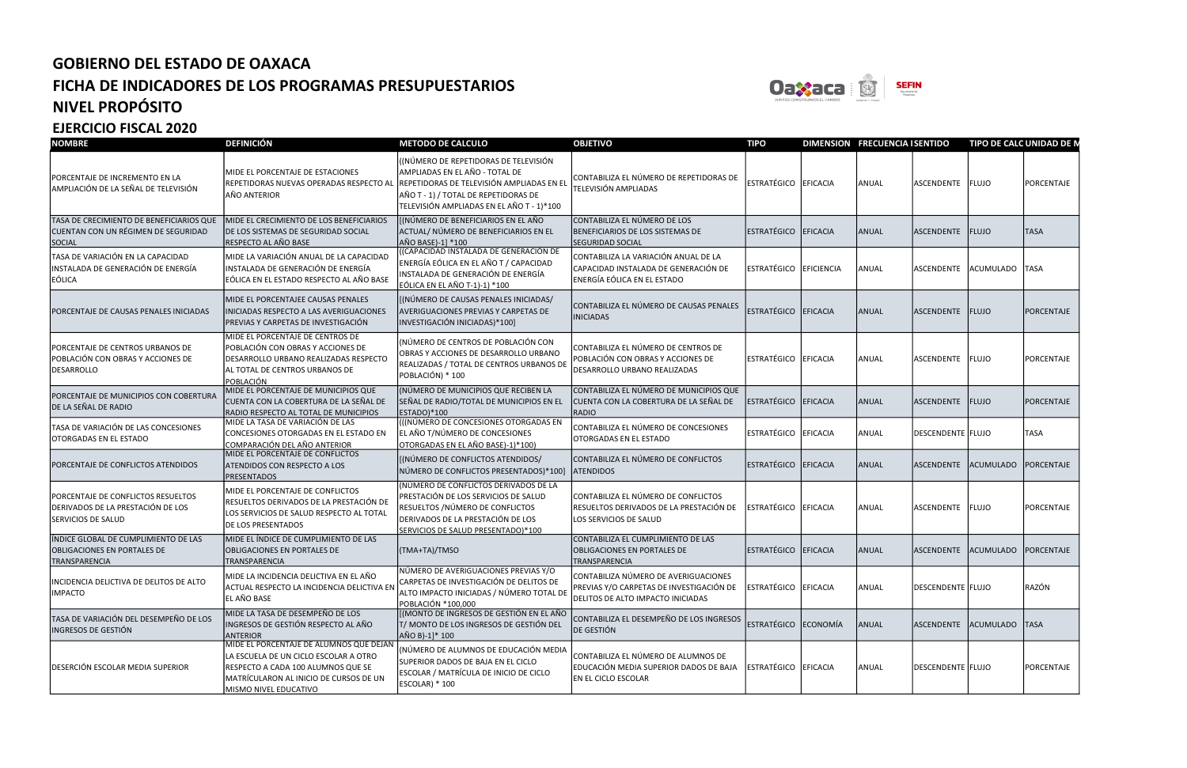# GOBIERNO DEL ESTADO DE OAXACA
## FICHA DE INDICADORES DE LOS PROGRAMAS PRESUPUESTARIOS
## NIVEL PROPÓSITO
### EJERCICIO FISCAL 2020

| NOMBRE | DEFINICIÓN | METODO DE CALCULO | OBJETIVO | TIPO | DIMENSION | FRECUENCIA | SENTIDO | TIPO DE CALC | UNIDAD DE M |
|---|---|---|---|---|---|---|---|---|---|
| PORCENTAJE DE INCREMENTO EN LA AMPLIACIÓN DE LA SEÑAL DE TELEVISIÓN | MIDE EL PORCENTAJE DE ESTACIONES REPETIDORAS NUEVAS OPERADAS RESPECTO AL AÑO ANTERIOR | ((NÚMERO DE REPETIDORAS DE TELEVISIÓN AMPLIADAS EN EL AÑO - TOTAL DE REPETIDORAS DE TELEVISIÓN AMPLIADAS EN EL AÑO T - 1) / TOTAL DE REPETIDORAS DE TELEVISIÓN AMPLIADAS EN EL AÑO T - 1)*100 | CONTABILIZA EL NÚMERO DE REPETIDORAS DE TELEVISIÓN AMPLIADAS | ESTRATÉGICO | EFICACIA | ANUAL | ASCENDENTE | FLUJO | PORCENTAJE |
| TASA DE CRECIMIENTO DE BENEFICIARIOS QUE CUENTAN CON UN RÉGIMEN DE SEGURIDAD SOCIAL | MIDE EL CRECIMIENTO DE LOS BENEFICIARIOS DE LOS SISTEMAS DE SEGURIDAD SOCIAL RESPECTO AL AÑO BASE | [(NÚMERO DE BENEFICIARIOS EN EL AÑO ACTUAL/ NÚMERO DE BENEFICIARIOS EN EL AÑO BASE)-1] *100 | CONTABILIZA EL NÚMERO DE LOS BENEFICIARIOS DE LOS SISTEMAS DE SEGURIDAD SOCIAL | ESTRATÉGICO | EFICACIA | ANUAL | ASCENDENTE | FLUJO | TASA |
| TASA DE VARIACIÓN EN LA CAPACIDAD INSTALADA DE GENERACIÓN DE ENERGÍA EÓLICA | MIDE LA VARIACIÓN ANUAL DE LA CAPACIDAD INSTALADA DE GENERACIÓN DE ENERGÍA EÓLICA EN EL ESTADO RESPECTO AL AÑO BASE | ((CAPACIDAD INSTALADA DE GENERACIÓN DE ENERGÍA EÓLICA EN EL AÑO T / CAPACIDAD INSTALADA DE GENERACIÓN DE ENERGÍA EÓLICA EN EL AÑO T-1)-1) *100 | CONTABILIZA LA VARIACIÓN ANUAL DE LA CAPACIDAD INSTALADA DE GENERACIÓN DE ENERGÍA EÓLICA EN EL ESTADO | ESTRATÉGICO | EFICIENCIA | ANUAL | ASCENDENTE | ACUMULADO | TASA |
| PORCENTAJE DE CAUSAS PENALES INICIADAS | MIDE EL PORCENTAJEE CAUSAS PENALES INICIADAS RESPECTO A LAS AVERIGUACIONES PREVIAS Y CARPETAS DE INVESTIGACIÓN | [(NÚMERO DE CAUSAS PENALES INICIADAS/ AVERIGUACIONES PREVIAS Y CARPETAS DE INVESTIGACIÓN INICIADAS)*100] | CONTABILIZA EL NÚMERO DE CAUSAS PENALES INICIADAS | ESTRATÉGICO | EFICACIA | ANUAL | ASCENDENTE | FLUJO | PORCENTAJE |
| PORCENTAJE DE CENTROS URBANOS DE POBLACIÓN CON OBRAS Y ACCIONES DE DESARROLLO | MIDE EL PORCENTAJE DE CENTROS DE POBLACIÓN CON OBRAS Y ACCIONES DE DESARROLLO URBANO REALIZADAS RESPECTO AL TOTAL DE CENTROS URBANOS DE POBLACIÓN | (NÚMERO DE CENTROS DE POBLACIÓN CON OBRAS Y ACCIONES DE DESARROLLO URBANO REALIZADAS / TOTAL DE CENTROS URBANOS DE POBLACIÓN) * 100 | CONTABILIZA EL NÚMERO DE CENTROS DE POBLACIÓN CON OBRAS Y ACCIONES DE DESARROLLO URBANO REALIZADAS | ESTRATÉGICO | EFICACIA | ANUAL | ASCENDENTE | FLUJO | PORCENTAJE |
| PORCENTAJE DE MUNICIPIOS CON COBERTURA DE LA SEÑAL DE RADIO | MIDE EL PORCENTAJE DE MUNICIPIOS QUE CUENTA CON LA COBERTURA DE LA SEÑAL DE RADIO RESPECTO AL TOTAL DE MUNICIPIOS | (NÚMERO DE MUNICIPIOS QUE RECIBEN LA SEÑAL DE RADIO/TOTAL DE MUNICIPIOS EN EL ESTADO)*100 | CONTABILIZA EL NÚMERO DE MUNICIPIOS QUE CUENTA CON LA COBERTURA DE LA SEÑAL DE RADIO | ESTRATÉGICO | EFICACIA | ANUAL | ASCENDENTE | FLUJO | PORCENTAJE |
| TASA DE VARIACIÓN DE LAS CONCESIONES OTORGADAS EN EL ESTADO | MIDE LA TASA DE VARIACIÓN DE LAS CONCESIONES OTORGADAS EN EL ESTADO EN COMPARACIÓN DEL AÑO ANTERIOR | (((NÚMERO DE CONCESIONES OTORGADAS EN EL AÑO T/NÚMERO DE CONCESIONES OTORGADAS EN EL AÑO BASE)-1)*100) | CONTABILIZA EL NÚMERO DE CONCESIONES OTORGADAS EN EL ESTADO | ESTRATÉGICO | EFICACIA | ANUAL | DESCENDENTE | FLUJO | TASA |
| PORCENTAJE DE CONFLICTOS ATENDIDOS | MIDE EL PORCENTAJE DE CONFLICTOS ATENDIDOS CON RESPECTO A LOS PRESENTADOS | [(NÚMERO DE CONFLICTOS ATENDIDOS/ NÚMERO DE CONFLICTOS PRESENTADOS)*100] | CONTABILIZA EL NÚMERO DE CONFLICTOS ATENDIDOS | ESTRATÉGICO | EFICACIA | ANUAL | ASCENDENTE | ACUMULADO | PORCENTAJE |
| PORCENTAJE DE CONFLICTOS RESUELTOS DERIVADOS DE LA PRESTACIÓN DE LOS SERVICIOS DE SALUD | MIDE EL PORCENTAJE DE CONFLICTOS RESUELTOS DERIVADOS DE LA PRESTACIÓN DE LOS SERVICIOS DE SALUD RESPECTO AL TOTAL DE LOS PRESENTADOS | (NÚMERO DE CONFLICTOS DERIVADOS DE LA PRESTACIÓN DE LOS SERVICIOS DE SALUD RESUELTOS /NÚMERO DE CONFLICTOS DERIVADOS DE LA PRESTACIÓN DE LOS SERVICIOS DE SALUD PRESENTADO)*100 | CONTABILIZA EL NÚMERO DE CONFLICTOS RESUELTOS DERIVADOS DE LA PRESTACIÓN DE LOS SERVICIOS DE SALUD | ESTRATÉGICO | EFICACIA | ANUAL | ASCENDENTE | FLUJO | PORCENTAJE |
| ÍNDICE GLOBAL DE CUMPLIMIENTO DE LAS OBLIGACIONES EN PORTALES DE TRANSPARENCIA | MIDE EL ÍNDICE DE CUMPLIMIENTO DE LAS OBLIGACIONES EN PORTALES DE TRANSPARENCIA | (TMA+TA)/TMSO | CONTABILIZA EL CUMPLIMIENTO DE LAS OBLIGACIONES EN PORTALES DE TRANSPARENCIA | ESTRATÉGICO | EFICACIA | ANUAL | ASCENDENTE | ACUMULADO | PORCENTAJE |
| INCIDENCIA DELICTIVA DE DELITOS DE ALTO IMPACTO | MIDE LA INCIDENCIA DELICTIVA EN EL AÑO ACTUAL RESPECTO LA INCIDENCIA DELICTIVA EN EL AÑO BASE | NÚMERO DE AVERIGUACIONES PREVIAS Y/O CARPETAS DE INVESTIGACIÓN DE DELITOS DE ALTO IMPACTO INICIADAS / NÚMERO TOTAL DE POBLACIÓN *100,000 | CONTABILIZA NÚMERO DE AVERIGUACIONES PREVIAS Y/O CARPETAS DE INVESTIGACIÓN DE DELITOS DE ALTO IMPACTO INICIADAS | ESTRATÉGICO | EFICACIA | ANUAL | DESCENDENTE | FLUJO | RAZÓN |
| TASA DE VARIACIÓN DEL DESEMPEÑO DE LOS INGRESOS DE GESTIÓN | MIDE LA TASA DE DESEMPEÑO DE LOS INGRESOS DE GESTIÓN RESPECTO AL AÑO ANTERIOR | [(MONTO DE INGRESOS DE GESTIÓN EN EL AÑO T/ MONTO DE LOS INGRESOS DE GESTIÓN DEL AÑO B)-1]* 100 | CONTABILIZA EL DESEMPEÑO DE LOS INGRESOS DE GESTIÓN | ESTRATÉGICO | ECONOMÍA | ANUAL | ASCENDENTE | ACUMULADO | TASA |
| DESERCIÓN ESCOLAR MEDIA SUPERIOR | MIDE EL PORCENTAJE DE ALUMNOS QUE DEJAN LA ESCUELA DE UN CICLO ESCOLAR A OTRO RESPECTO A CADA 100 ALUMNOS QUE SE MATRÍCULARON AL INICIO DE CURSOS DE UN MISMO NIVEL EDUCATIVO | (NÚMERO DE ALUMNOS DE EDUCACIÓN MEDIA SUPERIOR DADOS DE BAJA EN EL CICLO ESCOLAR / MATRÍCULA DE INICIO DE CICLO ESCOLAR) * 100 | CONTABILIZA EL NÚMERO DE ALUMNOS DE EDUCACIÓN MEDIA SUPERIOR DADOS DE BAJA EN EL CICLO ESCOLAR | ESTRATÉGICO | EFICACIA | ANUAL | DESCENDENTE | FLUJO | PORCENTAJE |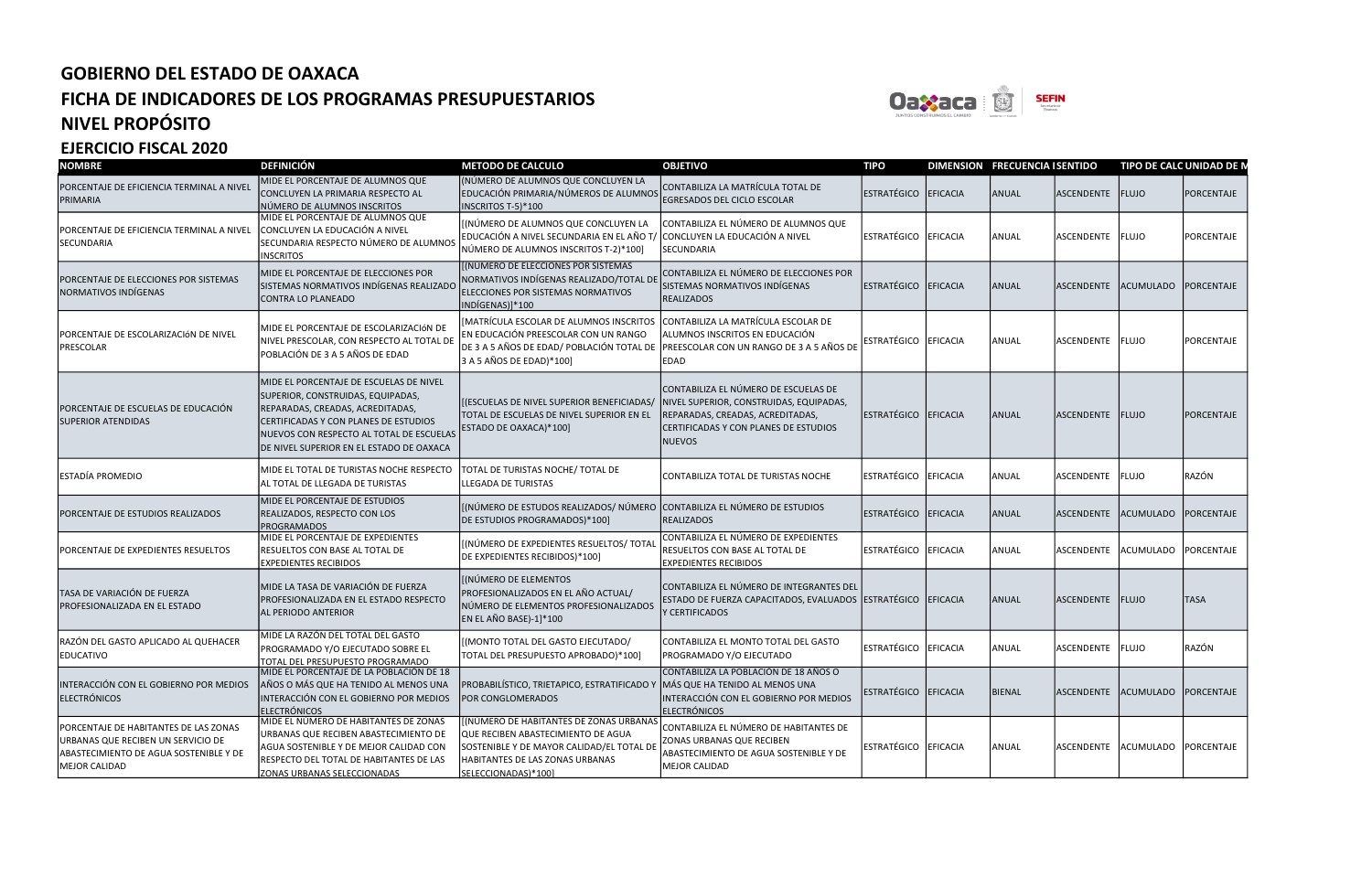# GOBIERNO DEL ESTADO DE OAXACA
## FICHA DE INDICADORES DE LOS PROGRAMAS PRESUPUESTARIOS
## NIVEL PROPÓSITO
## EJERCICIO FISCAL 2020

| NOMBRE | DEFINICIÓN | METODO DE CALCULO | OBJETIVO | TIPO | DIMENSION | FRECUENCIA | SENTIDO | TIPO DE CALC | UNIDAD DE M |
|---|---|---|---|---|---|---|---|---|---|
| PORCENTAJE DE EFICIENCIA TERMINAL A NIVEL PRIMARIA | MIDE EL PORCENTAJE DE ALUMNOS QUE CONCLUYEN LA PRIMARIA RESPECTO AL NÚMERO DE ALUMNOS INSCRITOS | (NÚMERO DE ALUMNOS QUE CONCLUYEN LA EDUCACIÓN PRIMARIA/NÚMEROS DE ALUMNOS INSCRITOS T-5)*100 | CONTABILIZA LA MATRÍCULA TOTAL DE EGRESADOS DEL CICLO ESCOLAR | ESTRATÉGICO | EFICACIA | ANUAL | ASCENDENTE | FLUJO | PORCENTAJE |
| PORCENTAJE DE EFICIENCIA TERMINAL A NIVEL SECUNDARIA | MIDE EL PORCENTAJE DE ALUMNOS QUE CONCLUYEN LA EDUCACIÓN A NIVEL SECUNDARIA RESPECTO NÚMERO DE ALUMNOS INSCRITOS | [(NÚMERO DE ALUMNOS QUE CONCLUYEN LA EDUCACIÓN A NIVEL SECUNDARIA EN EL AÑO T/ NÚMERO DE ALUMNOS INSCRITOS T-2)*100] | CONTABILIZA EL NÚMERO DE ALUMNOS QUE CONCLUYEN LA EDUCACIÓN A NIVEL SECUNDARIA | ESTRATÉGICO | EFICACIA | ANUAL | ASCENDENTE | FLUJO | PORCENTAJE |
| PORCENTAJE DE ELECCIONES POR SISTEMAS NORMATIVOS INDÍGENAS | MIDE EL PORCENTAJE DE ELECCIONES POR SISTEMAS NORMATIVOS INDÍGENAS REALIZADO CONTRA LO PLANEADO | [(NUMERO DE ELECCIONES POR SISTEMAS NORMATIVOS INDÍGENAS REALIZADO/TOTAL DE ELECCIONES POR SISTEMAS NORMATIVOS INDÍGENAS)]*100 | CONTABILIZA EL NÚMERO DE ELECCIONES POR SISTEMAS NORMATIVOS INDÍGENAS REALIZADOS | ESTRATÉGICO | EFICACIA | ANUAL | ASCENDENTE | ACUMULADO | PORCENTAJE |
| PORCENTAJE DE ESCOLARIZACIóN DE NIVEL PRESCOLAR | MIDE EL PORCENTAJE DE ESCOLARIZACIóN DE NIVEL PRESCOLAR, CON RESPECTO AL TOTAL DE POBLACIÓN DE 3 A 5 AÑOS DE EDAD | [MATRÍCULA ESCOLAR DE ALUMNOS INSCRITOS EN EDUCACIÓN PREESCOLAR CON UN RANGO DE 3 A 5 AÑOS DE EDAD/ POBLACIÓN TOTAL DE 3 A 5 AÑOS DE EDAD)*100] | CONTABILIZA LA MATRÍCULA ESCOLAR DE ALUMNOS INSCRITOS EN EDUCACIÓN PREESCOLAR CON UN RANGO DE 3 A 5 AÑOS DE EDAD | ESTRATÉGICO | EFICACIA | ANUAL | ASCENDENTE | FLUJO | PORCENTAJE |
| PORCENTAJE DE ESCUELAS DE EDUCACIÓN SUPERIOR ATENDIDAS | MIDE EL PORCENTAJE DE ESCUELAS DE NIVEL SUPERIOR, CONSTRUIDAS, EQUIPADAS, REPARADAS, CREADAS, ACREDITADAS, CERTIFICADAS Y CON PLANES DE ESTUDIOS NUEVOS CON RESPECTO AL TOTAL DE ESCUELAS DE NIVEL SUPERIOR EN EL ESTADO DE OAXACA | [(ESCUELAS DE NIVEL SUPERIOR BENEFICIADAS/ TOTAL DE ESCUELAS DE NIVEL SUPERIOR EN EL ESTADO DE OAXACA)*100] | CONTABILIZA EL NÚMERO DE ESCUELAS DE NIVEL SUPERIOR, CONSTRUIDAS, EQUIPADAS, REPARADAS, CREADAS, ACREDITADAS, CERTIFICADAS Y CON PLANES DE ESTUDIOS NUEVOS | ESTRATÉGICO | EFICACIA | ANUAL | ASCENDENTE | FLUJO | PORCENTAJE |
| ESTADÍA PROMEDIO | MIDE EL TOTAL DE TURISTAS NOCHE RESPECTO AL TOTAL DE LLEGADA DE TURISTAS | TOTAL DE TURISTAS NOCHE/ TOTAL DE LLEGADA DE TURISTAS | CONTABILIZA TOTAL DE TURISTAS NOCHE | ESTRATÉGICO | EFICACIA | ANUAL | ASCENDENTE | FLUJO | RAZÓN |
| PORCENTAJE DE ESTUDIOS REALIZADOS | MIDE EL PORCENTAJE DE ESTUDIOS REALIZADOS, RESPECTO CON LOS PROGRAMADOS | [(NÚMERO DE ESTUDIOS REALIZADOS/ NÚMERO DE ESTUDIOS PROGRAMADOS)*100] | CONTABILIZA EL NÚMERO DE ESTUDIOS REALIZADOS | ESTRATÉGICO | EFICACIA | ANUAL | ASCENDENTE | ACUMULADO | PORCENTAJE |
| PORCENTAJE DE EXPEDIENTES RESUELTOS | MIDE EL PORCENTAJE DE EXPEDIENTES RESUELTOS CON BASE AL TOTAL DE EXPEDIENTES RECIBIDOS | [(NÚMERO DE EXPEDIENTES RESUELTOS/ TOTAL DE EXPEDIENTES RECIBIDOS)*100] | CONTABILIZA EL NÚMERO DE EXPEDIENTES RESUELTOS CON BASE AL TOTAL DE EXPEDIENTES RECIBIDOS | ESTRATÉGICO | EFICACIA | ANUAL | ASCENDENTE | ACUMULADO | PORCENTAJE |
| TASA DE VARIACIÓN DE FUERZA PROFESIONALIZADA EN EL ESTADO | MIDE LA TASA DE VARIACIÓN DE FUERZA PROFESIONALIZADA EN EL ESTADO RESPECTO AL PERIODO ANTERIOR | [(NÚMERO DE ELEMENTOS PROFESIONALIZADOS EN EL AÑO ACTUAL/ NÚMERO DE ELEMENTOS PROFESIONALIZADOS EN EL AÑO BASE)-1]*100 | CONTABILIZA EL NÚMERO DE INTEGRANTES DEL ESTADO DE FUERZA CAPACITADOS, EVALUADOS Y CERTIFICADOS | ESTRATÉGICO | EFICACIA | ANUAL | ASCENDENTE | FLUJO | TASA |
| RAZÓN DEL GASTO APLICADO AL QUEHACER EDUCATIVO | MIDE LA RAZÓN DEL TOTAL DEL GASTO PROGRAMADO Y/O EJECUTADO SOBRE EL TOTAL DEL PRESUPUESTO PROGRAMADO | [(MONTO TOTAL DEL GASTO EJECUTADO/ TOTAL DEL PRESUPUESTO APROBADO)*100] | CONTABILIZA EL MONTO TOTAL DEL GASTO PROGRAMADO Y/O EJECUTADO | ESTRATÉGICO | EFICACIA | ANUAL | ASCENDENTE | FLUJO | RAZÓN |
| INTERACCIÓN CON EL GOBIERNO POR MEDIOS ELECTRÓNICOS | MIDE EL PORCENTAJE DE LA POBLACIÓN DE 18 AÑOS O MÁS QUE HA TENIDO AL MENOS UNA INTERACCIÓN CON EL GOBIERNO POR MEDIOS ELECTRÓNICOS | PROBABILÍSTICO, TRIETAPICO, ESTRATIFICADO Y POR CONGLOMERADOS | CONTABILIZA LA POBLACIÓN DE 18 AÑOS O MÁS QUE HA TENIDO AL MENOS UNA INTERACCIÓN CON EL GOBIERNO POR MEDIOS ELECTRÓNICOS | ESTRATÉGICO | EFICACIA | BIENAL | ASCENDENTE | ACUMULADO | PORCENTAJE |
| PORCENTAJE DE HABITANTES DE LAS ZONAS URBANAS QUE RECIBEN UN SERVICIO DE ABASTECIMIENTO DE AGUA SOSTENIBLE Y DE MEJOR CALIDAD | MIDE EL NÚMERO DE HABITANTES DE ZONAS URBANAS QUE RECIBEN ABASTECIMIENTO DE AGUA SOSTENIBLE Y DE MEJOR CALIDAD CON RESPECTO DEL TOTAL DE HABITANTES DE LAS ZONAS URBANAS SELECCIONADAS | [(NUMERO DE HABITANTES DE ZONAS URBANAS QUE RECIBEN ABASTECIMIENTO DE AGUA SOSTENIBLE Y DE MAYOR CALIDAD/EL TOTAL DE HABITANTES DE LAS ZONAS URBANAS SELECCIONADAS)*100] | CONTABILIZA EL NÚMERO DE HABITANTES DE ZONAS URBANAS QUE RECIBEN ABASTECIMIENTO DE AGUA SOSTENIBLE Y DE MEJOR CALIDAD | ESTRATÉGICO | EFICACIA | ANUAL | ASCENDENTE | ACUMULADO | PORCENTAJE |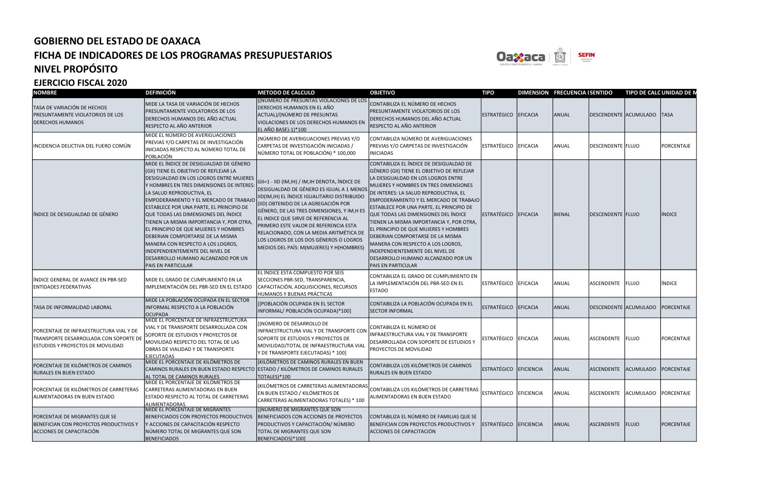# GOBIERNO DEL ESTADO DE OAXACA
## FICHA DE INDICADORES DE LOS PROGRAMAS PRESUPUESTARIOS
## NIVEL PROPÓSITO
## EJERCICIO FISCAL 2020

| NOMBRE | DEFINICIÓN | METODO DE CALCULO | OBJETIVO | TIPO | DIMENSION | FRECUENCIA | SENTIDO | TIPO DE CALC | UNIDAD DE M |
|---|---|---|---|---|---|---|---|---|---|
| TASA DE VARIACIÓN DE HECHOS PRESUNTAMENTE VIOLATORIOS DE LOS DERECHOS HUMANOS | MIDE LA TASA DE VARIACIÓN DE HECHOS PRESUNTAMENTE VIOLATORIOS DE LOS DERECHOS HUMANOS DEL AÑO ACTUAL RESPECTO AL AÑO ANTERIOR | ((NÚMERO DE PRESUNTAS VIOLACIONES DE LOS DERECHOS HUMANOS EN EL AÑO ACTUAL)/(NÚMERO DE PRESUNTAS VIOLACIONES DE LOS DERECHOS HUMANOS EN EL AÑO BASE)-1)*100 | CONTABILIZA EL NÚMERO DE HECHOS PRESUNTAMENTE VIOLATORIOS DE LOS DERECHOS HUMANOS DEL AÑO ACTUAL RESPECTO AL AÑO ANTERIOR | ESTRATÉGICO | EFICACIA | ANUAL | DESCENDENTE | ACUMULADO | TASA |
| INCIDENCIA DELICTIVA DEL FUERO COMÚN | MIDE EL NÚMERO DE AVERIGUACIONES PREVIAS Y/O CARPETAS DE INVESTIGACIÓN INICIADAS RESPECTO AL NÚMERO TOTAL DE POBLACIÓN | (NÚMERO DE AVERIGUACIONES PREVIAS Y/O CARPETAS DE INVESTIGACIÓN INICIADAS / NÚMERO TOTAL DE POBLACIÓN) * 100,000 | CONTABILIZA NÚMERO DE AVERIGUACIONES PREVIAS Y/O CARPETAS DE INVESTIGACIÓN INICIADAS | ESTRATÉGICO | EFICACIA | ANUAL | DESCENDENTE | FLUJO | PORCENTAJE |
| ÍNDICE DE DESIGUALDAD DE GÉNERO | MIDE EL ÍNDICE DE DESIGUALDAD DE GÉNERO (GII) TIENE EL OBJETIVO DE REFLEJAR LA DESIGUALDAD EN LOS LOGROS ENTRE MUJERES Y HOMBRES EN TRES DIMENSIONES DE INTERES: LA SALUD REPRODUCTIVA, EL EMPODERAMIENTO Y EL MERCADO DE TRABAJO ESTABLECE POR UNA PARTE, EL PRINCIPIO DE QUE TODAS LAS DIMENSIONES DEL ÍNDICE TIENEN LA MISMA IMPORTANCIA Y, POR OTRA, EL PRINCIPIO DE QUE MUJERES Y HOMBRES DEBERIAN COMPORTARSE DE LA MISMA MANERA CON RESPECTO A LOS LOGROS, INDEPENDIENTEMENTE DEL NIVEL DE DESARROLLO HUMANO ALCANZADO POR UN PAIS EN PARTICULAR | GII=1 - IID (IM,IH) / IM,IH DENOTA, ÍNDICE DE DESIGUALDAD DE GÉNERO ES IGUAL A 1 MENOS IID(IM,IH) EL ÍNDICE IGUALITARIO DISTRIBUIDO (IID) OBTENIDO DE LA AGREGACIÓN POR GÉNERO, DE LAS TRES DIMENSIONES, Y IM,H ES EL INDICE QUE SIRVE DE REFERENCIA AL PRIMERO ESTE VALOR DE REFERENCIA ESTA RELACIONADO, CON LA MEDIA ARITMÉTICA DE LOS LOGROS DE LOS DOS GÉNEROS O LOGROS MEDIOS DEL PAÍS: M(MUJERES) Y H(HOMBRES) | CONTABILIZA EL ÍNDICE DE DESIGUALDAD DE GÉNERO (GII) TIENE EL OBJETIVO DE REFLEJAR LA DESIGUALDAD EN LOS LOGROS ENTRE MUJERES Y HOMBRES EN TRES DIMENSIONES DE INTERES: LA SALUD REPRODUCTIVA, EL EMPODERAMIENTO Y EL MERCADO DE TRABAJO ESTABLECE POR UNA PARTE, EL PRINCIPIO DE QUE TODAS LAS DIMENSIONES DEL ÍNDICE TIENEN LA MISMA IMPORTANCIA Y, POR OTRA, EL PRINCIPIO DE QUE MUJERES Y HOMBRES DEBERIAN COMPORTARSE DE LA MISMA MANERA CON RESPECTO A LOS LOGROS, INDEPENDIENTEMENTE DEL NIVEL DE DESARROLLO HUMANO ALCANZADO POR UN PAIS EN PARTICULAR | ESTRATÉGICO | EFICACIA | BIENAL | DESCENDENTE | FLUJO | ÍNDICE |
| ÍNDICE GENERAL DE AVANCE EN PBR-SED ENTIDADES FEDERATIVAS | MIDE EL GRADO DE CUMPLIMIENTO EN LA IMPLEMENTACIÓN DEL PBR-SED EN EL ESTADO | EL ÍNDICE ESTA COMPUESTO POR SEIS SECCIONES PBR-SED, TRANSPARENCIA, CAPACITACIÓN, ADQUISICIONES, RECURSOS HUMANOS Y BUENAS PRÁCTICAS | CONTABILIZA EL GRADO DE CUMPLIMIENTO EN LA IMPLEMENTACIÓN DEL PBR-SED EN EL ESTADO | ESTRATÉGICO | EFICACIA | ANUAL | ASCENDENTE | FLUJO | ÍNDICE |
| TASA DE INFORMALIDAD LABORAL | MIDE LA POBLACIÓN OCUPADA EN EL SECTOR INFORMAL RESPECTO A LA POBLACIÓN OCUPADA | [(POBLACIÓN OCUPADA EN EL SECTOR INFORMAL/ POBLACIÓN OCUPADA)*100] | CONTABILIZA LA POBLACIÓN OCUPADA EN EL SECTOR INFORMAL | ESTRATÉGICO | EFICACIA | ANUAL | DESCENDENTE | ACUMULADO | PORCENTAJE |
| PORCENTAJE DE INFRAESTRUCTURA VIAL Y DE TRANSPORTE DESARROLLADA CON SOPORTE DE ESTUDIOS Y PROYECTOS DE MOVILIDAD | MIDE EL PORCENTAJE DE INFRAESTRUCTURA VIAL Y DE TRANSPORTE DESARROLLADA CON SOPORTE DE ESTUDIOS Y PROYECTOS DE MOVILIDAD RESPECTO DEL TOTAL DE LAS OBRAS DE VIALIDAD Y DE TRANSPORTE EJECUTADAS | [(NÚMERO DE DESARROLLO DE INFRAESTRUCTURA VIAL Y DE TRANSPORTE CON SOPORTE DE ESTUDIOS Y PROYECTOS DE MOVILIDAD/TOTAL DE INFRAESTRUCTURA VIAL Y DE TRANSPORTE EJECUTADAS) * 100] | CONTABILIZA EL NÚMERO DE INFRAESTRUCTURA VIAL Y DE TRANSPORTE DESARROLLADA CON SOPORTE DE ESTUDIOS Y PROYECTOS DE MOVILIDAD | ESTRATÉGICO | EFICACIA | ANUAL | ASCENDENTE | FLUJO | PORCENTAJE |
| PORCENTAJE DE KILÓMETROS DE CAMINOS RURALES EN BUEN ESTADO | MIDE EL PORCENTAJE DE KILÓMETROS DE CAMINOS RURALES EN BUEN ESTADO RESPECTO AL TOTAL DE CAMINOS RURALES | (KILÓMETROS DE CAMINOS RURALES EN BUEN ESTADO / KILÓMETROS DE CAMINOS RURALES TOTALES)*100 | CONTABILIZA LOS KILÓMETROS DE CAMINOS RURALES EN BUEN ESTADO | ESTRATÉGICO | EFICIENCIA | ANUAL | ASCENDENTE | ACUMULADO | PORCENTAJE |
| PORCENTAJE DE KILÓMETROS DE CARRETERAS ALIMENTADORAS EN BUEN ESTADO | MIDE EL PORCENTAJE DE KILÓMETROS DE CARRETERAS ALIMENTADORAS EN BUEN ESTADO RESPECTO AL TOTAL DE CARRETERAS ALIMENTADORAS | (KILÓMETROS DE CARRETERAS ALIMENTADORAS EN BUEN ESTADO / KILÓMETROS DE CARRETERAS ALIMENTADORAS TOTALES) * 100 | CONTABILIZA LOS KILÓMETROS DE CARRETERAS ALIMENTADORAS EN BUEN ESTADO | ESTRATÉGICO | EFICIENCIA | ANUAL | ASCENDENTE | ACUMULADO | PORCENTAJE |
| PORCENTAJE DE MIGRANTES QUE SE BENEFICIAN CON PROYECTOS PRODUCTIVOS Y ACCIONES DE CAPACITACIÓN | MIDE EL PORCENTAJE DE MIGRANTES BENEFICIADOS CON PROYECTOS PRODUCTIVOS Y ACCIONES DE CAPACITACIÓN RESPECTO NÚMERO TOTAL DE MIGRANTES QUE SON BENEFICIADOS | [(NUMERO DE MIGRANTES QUE SON BENEFICIADOS CON ACCIONES DE PROYECTOS PRODUCTIVOS Y CAPACITACIÓN/ NÚMERO TOTAL DE MIGRANTES QUE SON BENEFICIADOS)*100] | CONTABILIZA EL NÚMERO DE FAMILIAS QUE SE BENEFICIAN CON PROYECTOS PRODUCTIVOS Y ACCIONES DE CAPACITACIÓN | ESTRATÉGICO | EFICIENCIA | ANUAL | ASCENDENTE | FLUJO | PORCENTAJE |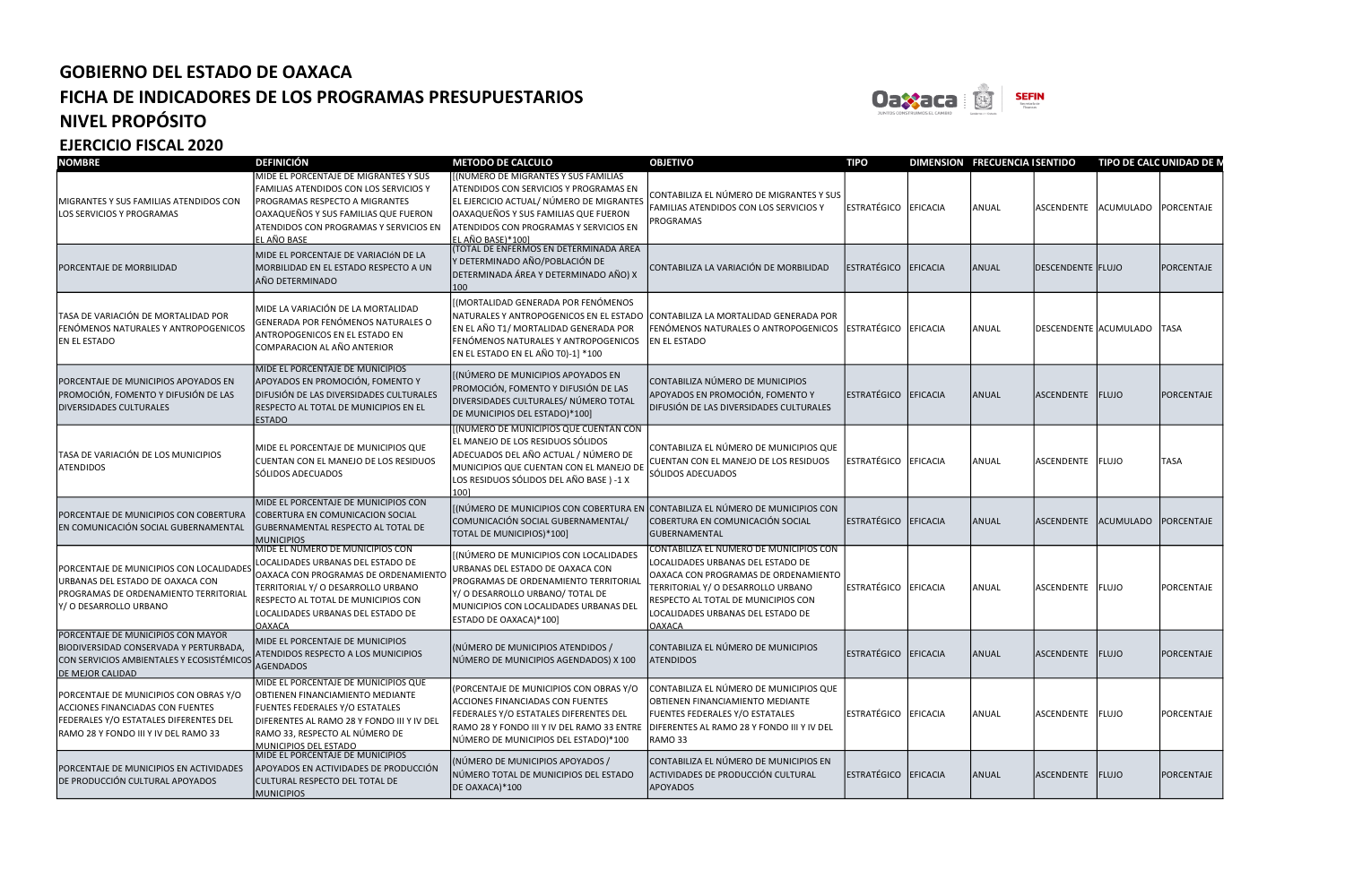# GOBIERNO DEL ESTADO DE OAXACA
## FICHA DE INDICADORES DE LOS PROGRAMAS PRESUPUESTARIOS
## NIVEL PROPÓSITO
### EJERCICIO FISCAL 2020

| NOMBRE | DEFINICIÓN | METODO DE CALCULO | OBJETIVO | TIPO | DIMENSION | FRECUENCIA | SENTIDO | TIPO DE CALC | UNIDAD DE M |
|---|---|---|---|---|---|---|---|---|---|
| MIGRANTES Y SUS FAMILIAS ATENDIDOS CON LOS SERVICIOS Y PROGRAMAS | MIDE EL PORCENTAJE DE MIGRANTES Y SUS FAMILIAS ATENDIDOS CON LOS SERVICIOS Y PROGRAMAS RESPECTO A MIGRANTES OAXAQUEÑOS Y SUS FAMILIAS QUE FUERON ATENDIDOS CON PROGRAMAS Y SERVICIOS EN EL AÑO BASE | [(NUMERO DE MIGRANTES Y SUS FAMILIAS ATENDIDOS CON SERVICIOS Y PROGRAMAS EN EL EJERCICIO ACTUAL/ NÚMERO DE MIGRANTES OAXAQUEÑOS Y SUS FAMILIAS QUE FUERON ATENDIDOS CON PROGRAMAS Y SERVICIOS EN EL AÑO BASE)*100] | CONTABILIZA EL NÚMERO DE MIGRANTES Y SUS FAMILIAS ATENDIDOS CON LOS SERVICIOS Y PROGRAMAS | ESTRATÉGICO | EFICACIA | ANUAL | ASCENDENTE | ACUMULADO | PORCENTAJE |
| PORCENTAJE DE MORBILIDAD | MIDE EL PORCENTAJE DE VARIACIóN DE LA MORBILIDAD EN EL ESTADO RESPECTO A UN AÑO DETERMINADO | (TOTAL DE ENFERMOS EN DETERMINADA ÁREA Y DETERMINADO AÑO/POBLACIÓN DE DETERMINADA ÁREA Y DETERMINADO AÑO) X 100 | CONTABILIZA LA VARIACIÓN DE MORBILIDAD | ESTRATÉGICO | EFICACIA | ANUAL | DESCENDENTE | FLUJO | PORCENTAJE |
| TASA DE VARIACIÓN DE MORTALIDAD POR FENÓMENOS NATURALES Y ANTROPOGENICOS EN EL ESTADO | MIDE LA VARIACIÓN DE LA MORTALIDAD GENERADA POR FENÓMENOS NATURALES O ANTROPOGENICOS EN EL ESTADO EN COMPARACION AL AÑO ANTERIOR | [(MORTALIDAD GENERADA POR FENÓMENOS NATURALES Y ANTROPOGENICOS EN EL ESTADO EN EL AÑO T1/ MORTALIDAD GENERADA POR FENÓMENOS NATURALES Y ANTROPOGENICOS EN EL ESTADO EN EL AÑO T0)-1] *100 | CONTABILIZA LA MORTALIDAD GENERADA POR FENÓMENOS NATURALES O ANTROPOGENICOS EN EL ESTADO | ESTRATÉGICO | EFICACIA | ANUAL | DESCENDENTE | ACUMULADO | TASA |
| PORCENTAJE DE MUNICIPIOS APOYADOS EN PROMOCIÓN, FOMENTO Y DIFUSIÓN DE LAS DIVERSIDADES CULTURALES | MIDE EL PORCENTAJE DE MUNICIPIOS APOYADOS EN PROMOCIÓN, FOMENTO Y DIFUSIÓN DE LAS DIVERSIDADES CULTURALES RESPECTO AL TOTAL DE MUNICIPIOS EN EL ESTADO | [(NÚMERO DE MUNICIPIOS APOYADOS EN PROMOCIÓN, FOMENTO Y DIFUSIÓN DE LAS DIVERSIDADES CULTURALES/ NÚMERO TOTAL DE MUNICIPIOS DEL ESTADO)*100] | CONTABILIZA NÚMERO DE MUNICIPIOS APOYADOS EN PROMOCIÓN, FOMENTO Y DIFUSIÓN DE LAS DIVERSIDADES CULTURALES | ESTRATÉGICO | EFICACIA | ANUAL | ASCENDENTE | FLUJO | PORCENTAJE |
| TASA DE VARIACIÓN DE LOS MUNICIPIOS ATENDIDOS | MIDE EL PORCENTAJE DE MUNICIPIOS QUE CUENTAN CON EL MANEJO DE LOS RESIDUOS SÓLIDOS ADECUADOS | [(NUMERO DE MUNICIPIOS QUE CUENTAN CON EL MANEJO DE LOS RESIDUOS SÓLIDOS ADECUADOS DEL AÑO ACTUAL / NÚMERO DE MUNICIPIOS QUE CUENTAN CON EL MANEJO DE LOS RESIDUOS SÓLIDOS DEL AÑO BASE ) -1 X 100] | CONTABILIZA EL NÚMERO DE MUNICIPIOS QUE CUENTAN CON EL MANEJO DE LOS RESIDUOS SÓLIDOS ADECUADOS | ESTRATÉGICO | EFICACIA | ANUAL | ASCENDENTE | FLUJO | TASA |
| PORCENTAJE DE MUNICIPIOS CON COBERTURA EN COMUNICACIÓN SOCIAL GUBERNAMENTAL | MIDE EL PORCENTAJE DE MUNICIPIOS CON COBERTURA EN COMUNICACION SOCIAL GUBERNAMENTAL RESPECTO AL TOTAL DE MUNICIPIOS | [(NÚMERO DE MUNICIPIOS CON COBERTURA EN COMUNICACIÓN SOCIAL GUBERNAMENTAL/ TOTAL DE MUNICIPIOS)*100] | CONTABILIZA EL NÚMERO DE MUNICIPIOS CON COBERTURA EN COMUNICACIÓN SOCIAL GUBERNAMENTAL | ESTRATÉGICO | EFICACIA | ANUAL | ASCENDENTE | ACUMULADO | PORCENTAJE |
| PORCENTAJE DE MUNICIPIOS CON LOCALIDADES URBANAS DEL ESTADO DE OAXACA CON PROGRAMAS DE ORDENAMIENTO TERRITORIAL Y/ O DESARROLLO URBANO | MIDE EL NÚMERO DE MUNICIPIOS CON LOCALIDADES URBANAS DEL ESTADO DE OAXACA CON PROGRAMAS DE ORDENAMIENTO TERRITORIAL Y/ O DESARROLLO URBANO RESPECTO AL TOTAL DE MUNICIPIOS CON LOCALIDADES URBANAS DEL ESTADO DE OAXACA | [(NÚMERO DE MUNICIPIOS CON LOCALIDADES URBANAS DEL ESTADO DE OAXACA CON PROGRAMAS DE ORDENAMIENTO TERRITORIAL Y/ O DESARROLLO URBANO/ TOTAL DE MUNICIPIOS CON LOCALIDADES URBANAS DEL ESTADO DE OAXACA)*100] | CONTABILIZA EL NÚMERO DE MUNICIPIOS CON LOCALIDADES URBANAS DEL ESTADO DE OAXACA CON PROGRAMAS DE ORDENAMIENTO TERRITORIAL Y/ O DESARROLLO URBANO RESPECTO AL TOTAL DE MUNICIPIOS CON LOCALIDADES URBANAS DEL ESTADO DE OAXACA | ESTRATÉGICO | EFICACIA | ANUAL | ASCENDENTE | FLUJO | PORCENTAJE |
| PORCENTAJE DE MUNICIPIOS CON MAYOR BIODIVERSIDAD CONSERVADA Y PERTURBADA, CON SERVICIOS AMBIENTALES Y ECOSISTÉMICOS DE MEJOR CALIDAD | MIDE EL PORCENTAJE DE MUNICIPIOS ATENDIDOS RESPECTO A LOS MUNICIPIOS AGENDADOS | (NÚMERO DE MUNICIPIOS ATENDIDOS / NÚMERO DE MUNICIPIOS AGENDADOS) X 100 | CONTABILIZA EL NÚMERO DE MUNICIPIOS ATENDIDOS | ESTRATÉGICO | EFICACIA | ANUAL | ASCENDENTE | FLUJO | PORCENTAJE |
| PORCENTAJE DE MUNICIPIOS CON OBRAS Y/O ACCIONES FINANCIADAS CON FUENTES FEDERALES Y/O ESTATALES DIFERENTES DEL RAMO 28 Y FONDO III Y IV DEL RAMO 33 | MIDE EL PORCENTAJE DE MUNICIPIOS QUE OBTIENEN FINANCIAMIENTO MEDIANTE FUENTES FEDERALES Y/O ESTATALES DIFERENTES AL RAMO 28 Y FONDO III Y IV DEL RAMO 33, RESPECTO AL NÚMERO DE MUNICIPIOS DEL ESTADO | (PORCENTAJE DE MUNICIPIOS CON OBRAS Y/O ACCIONES FINANCIADAS CON FUENTES FEDERALES Y/O ESTATALES DIFERENTES DEL RAMO 28 Y FONDO III Y IV DEL RAMO 33 ENTRE NÚMERO DE MUNICIPIOS DEL ESTADO)*100 | CONTABILIZA EL NÚMERO DE MUNICIPIOS QUE OBTIENEN FINANCIAMIENTO MEDIANTE FUENTES FEDERALES Y/O ESTATALES DIFERENTES AL RAMO 28 Y FONDO III Y IV DEL RAMO 33 | ESTRATÉGICO | EFICACIA | ANUAL | ASCENDENTE | FLUJO | PORCENTAJE |
| PORCENTAJE DE MUNICIPIOS EN ACTIVIDADES DE PRODUCCIÓN CULTURAL APOYADOS | MIDE EL PORCENTAJE DE MUNICIPIOS APOYADOS EN ACTIVIDADES DE PRODUCCIÓN CULTURAL RESPECTO DEL TOTAL DE MUNICIPIOS | (NÚMERO DE MUNICIPIOS APOYADOS / NÚMERO TOTAL DE MUNICIPIOS DEL ESTADO DE OAXACA)*100 | CONTABILIZA EL NÚMERO DE MUNICIPIOS EN ACTIVIDADES DE PRODUCCIÓN CULTURAL APOYADOS | ESTRATÉGICO | EFICACIA | ANUAL | ASCENDENTE | FLUJO | PORCENTAJE |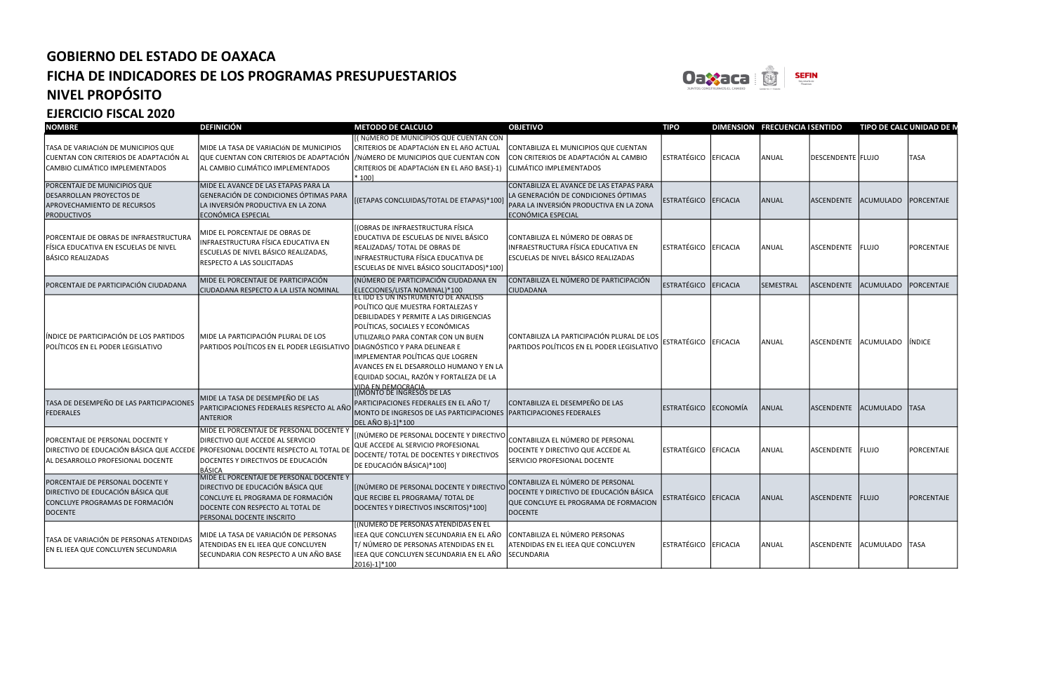# GOBIERNO DEL ESTADO DE OAXACA

## FICHA DE INDICADORES DE LOS PROGRAMAS PRESUPUESTARIOS

## NIVEL PROPÓSITO

## EJERCICIO FISCAL 2020

| NOMBRE | DEFINICIÓN | METODO DE CALCULO | OBJETIVO | TIPO | DIMENSION | FRECUENCIA | SENTIDO | TIPO DE CALC | UNIDAD DE M |
|---|---|---|---|---|---|---|---|---|---|
| TASA DE VARIACIóN DE MUNICIPIOS QUE CUENTAN CON CRITERIOS DE ADAPTACIÓN AL CAMBIO CLIMÁTICO IMPLEMENTADOS | MIDE LA TASA DE VARIACIóN DE MUNICIPIOS QUE CUENTAN CON CRITERIOS DE ADAPTACIÓN AL CAMBIO CLIMÁTICO IMPLEMENTADOS | [( NúMERO DE MUNICIPIOS QUE CUENTAN CON CRITERIOS DE ADAPTACIóN EN EL AñO ACTUAL /NúMERO DE MUNICIPIOS QUE CUENTAN CON CRITERIOS DE ADAPTACIóN EN EL AñO BASE)-1) * 100] | CONTABILIZA EL MUNICIPIOS QUE CUENTAN CON CRITERIOS DE ADAPTACIÓN AL CAMBIO CLIMÁTICO IMPLEMENTADOS | ESTRATÉGICO | EFICACIA | ANUAL | DESCENDENTE | FLUJO | TASA |
| PORCENTAJE DE MUNICIPIOS QUE DESARROLLAN PROYECTOS DE APROVECHAMIENTO DE RECURSOS PRODUCTIVOS | MIDE EL AVANCE DE LAS ETAPAS PARA LA GENERACIÓN DE CONDICIONES ÓPTIMAS PARA LA INVERSIÓN PRODUCTIVA EN LA ZONA ECONÓMICA ESPECIAL | [(ETAPAS CONCLUIDAS/TOTAL DE ETAPAS)*100] | CONTABILIZA EL AVANCE DE LAS ETAPAS PARA LA GENERACIÓN DE CONDICIONES ÓPTIMAS PARA LA INVERSIÓN PRODUCTIVA EN LA ZONA ECONÓMICA ESPECIAL | ESTRATÉGICO | EFICACIA | ANUAL | ASCENDENTE | ACUMULADO | PORCENTAJE |
| PORCENTAJE DE OBRAS DE INFRAESTRUCTURA FÍSICA EDUCATIVA EN ESCUELAS DE NIVEL BÁSICO REALIZADAS | MIDE EL PORCENTAJE DE OBRAS DE INFRAESTRUCTURA FÍSICA EDUCATIVA EN ESCUELAS DE NIVEL BÁSICO REALIZADAS, RESPECTO A LAS SOLICITADAS | [(OBRAS DE INFRAESTRUCTURA FÍSICA EDUCATIVA DE ESCUELAS DE NIVEL BÁSICO REALIZADAS/ TOTAL DE OBRAS DE INFRAESTRUCTURA FÍSICA EDUCATIVA DE ESCUELAS DE NIVEL BÁSICO SOLICITADOS)*100] | CONTABILIZA EL NÚMERO DE OBRAS DE INFRAESTRUCTURA FÍSICA EDUCATIVA EN ESCUELAS DE NIVEL BÁSICO REALIZADAS | ESTRATÉGICO | EFICACIA | ANUAL | ASCENDENTE | FLUJO | PORCENTAJE |
| PORCENTAJE DE PARTICIPACIÓN CIUDADANA | MIDE EL PORCENTAJE DE PARTICIPACIÓN CIUDADANA RESPECTO A LA LISTA NOMINAL | (NÚMERO DE PARTICIPACIÓN CIUDADANA EN ELECCIONES/LISTA NOMINAL)*100 | CONTABILIZA EL NÚMERO DE PARTICIPACIÓN CIUDADANA | ESTRATÉGICO | EFICACIA | SEMESTRAL | ASCENDENTE | ACUMULADO | PORCENTAJE |
| ÍNDICE DE PARTICIPACIÓN DE LOS PARTIDOS POLÍTICOS EN EL PODER LEGISLATIVO | MIDE LA PARTICIPACIÓN PLURAL DE LOS PARTIDOS POLÍTICOS EN EL PODER LEGISLATIVO | EL IDD ES UN INSTRUMENTO DE ANÁLISIS POLÍTICO QUE MUESTRA FORTALEZAS Y DEBILIDADES Y PERMITE A LAS DIRIGENCIAS POLÍTICAS, SOCIALES Y ECONÓMICAS UTILIZARLO PARA CONTAR CON UN BUEN DIAGNÓSTICO Y PARA DELINEAR E IMPLEMENTAR POLÍTICAS QUE LOGREN AVANCES EN EL DESARROLLO HUMANO Y EN LA EQUIDAD SOCIAL, RAZÓN Y FORTALEZA DE LA VIDA EN DEMOCRACIA | CONTABILIZA LA PARTICIPACIÓN PLURAL DE LOS PARTIDOS POLÍTICOS EN EL PODER LEGISLATIVO | ESTRATÉGICO | EFICACIA | ANUAL | ASCENDENTE | ACUMULADO | ÍNDICE |
| TASA DE DESEMPEÑO DE LAS PARTICIPACIONES FEDERALES | MIDE LA TASA DE DESEMPEÑO DE LAS PARTICIPACIONES FEDERALES RESPECTO AL AÑO ANTERIOR | [(MONTO DE INGRESOS DE LAS PARTICIPACIONES FEDERALES EN EL AÑO T/ MONTO DE INGRESOS DE LAS PARTICIPACIONES DEL AÑO B)-1]*100 | CONTABILIZA EL DESEMPEÑO DE LAS PARTICIPACIONES FEDERALES | ESTRATÉGICO | ECONOMÍA | ANUAL | ASCENDENTE | ACUMULADO | TASA |
| PORCENTAJE DE PERSONAL DOCENTE Y DIRECTIVO DE EDUCACIÓN BÁSICA QUE ACCEDE AL DESARROLLO PROFESIONAL DOCENTE | MIDE EL PORCENTAJE DE PERSONAL DOCENTE Y DIRECTIVO QUE ACCEDE AL SERVICIO PROFESIONAL DOCENTE RESPECTO AL TOTAL DE DOCENTES Y DIRECTIVOS DE EDUCACIÓN BÁSICA | [(NÚMERO DE PERSONAL DOCENTE Y DIRECTIVO QUE ACCEDE AL SERVICIO PROFESIONAL DOCENTE/ TOTAL DE DOCENTES Y DIRECTIVOS DE EDUCACIÓN BÁSICA)*100] | CONTABILIZA EL NÚMERO DE PERSONAL DOCENTE Y DIRECTIVO QUE ACCEDE AL SERVICIO PROFESIONAL DOCENTE | ESTRATÉGICO | EFICACIA | ANUAL | ASCENDENTE | FLUJO | PORCENTAJE |
| PORCENTAJE DE PERSONAL DOCENTE Y DIRECTIVO DE EDUCACIÓN BÁSICA QUE CONCLUYE PROGRAMAS DE FORMACIÓN DOCENTE | MIDE EL PORCENTAJE DE PERSONAL DOCENTE Y DIRECTIVO DE EDUCACIÓN BÁSICA QUE CONCLUYE EL PROGRAMA DE FORMACIÓN DOCENTE CON RESPECTO AL TOTAL DE PERSONAL DOCENTE INSCRITO | [(NÚMERO DE PERSONAL DOCENTE Y DIRECTIVO QUE RECIBE EL PROGRAMA/ TOTAL DE DOCENTES Y DIRECTIVOS INSCRITOS)*100] | CONTABILIZA EL NÚMERO DE PERSONAL DOCENTE Y DIRECTIVO DE EDUCACIÓN BÁSICA QUE CONCLUYE EL PROGRAMA DE FORMACION DOCENTE | ESTRATÉGICO | EFICACIA | ANUAL | ASCENDENTE | FLUJO | PORCENTAJE |
| TASA DE VARIACIÓN DE PERSONAS ATENDIDAS EN EL IEEA QUE CONCLUYEN SECUNDARIA | MIDE LA TASA DE VARIACIÓN DE PERSONAS ATENDIDAS EN EL IEEA QUE CONCLUYEN SECUNDARIA CON RESPECTO A UN AÑO BASE | [(NÚMERO DE PERSONAS ATENDIDAS EN EL IEEA QUE CONCLUYEN SECUNDARIA EN EL AÑO T/ NÚMERO DE PERSONAS ATENDIDAS EN EL IEEA QUE CONCLUYEN SECUNDARIA EN EL AÑO 2016)-1]*100 | CONTABILIZA EL NÚMERO PERSONAS ATENDIDAS EN EL IEEA QUE CONCLUYEN SECUNDARIA | ESTRATÉGICO | EFICACIA | ANUAL | ASCENDENTE | ACUMULADO | TASA |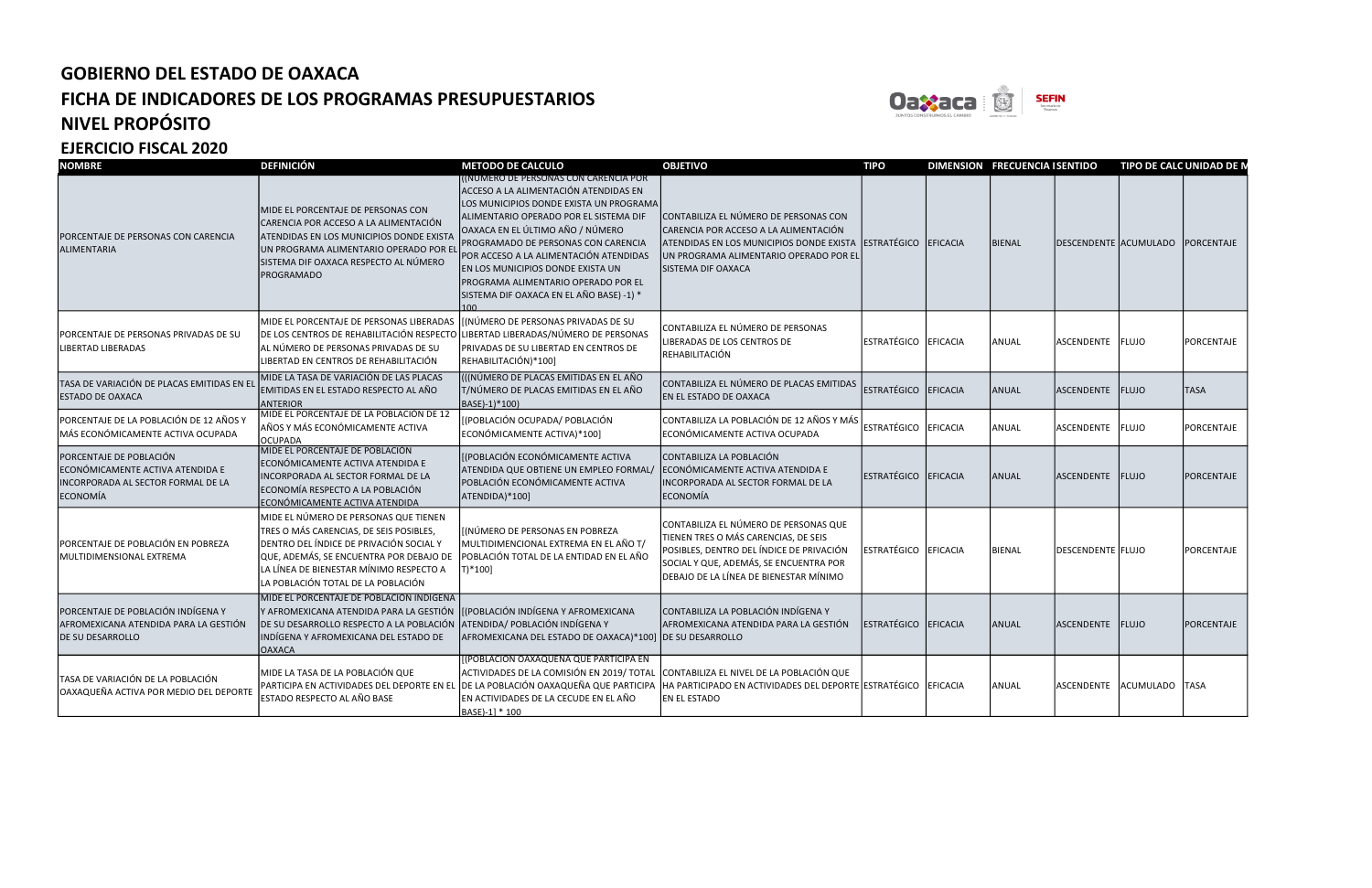# GOBIERNO DEL ESTADO DE OAXACA

## FICHA DE INDICADORES DE LOS PROGRAMAS PRESUPUESTARIOS

## NIVEL PROPÓSITO

## EJERCICIO FISCAL 2020

| NOMBRE | DEFINICIÓN | METODO DE CALCULO | OBJETIVO | TIPO | DIMENSION | FRECUENCIA | SENTIDO | TIPO DE CALC | UNIDAD DE M |
|---|---|---|---|---|---|---|---|---|---|
| PORCENTAJE DE PERSONAS CON CARENCIA ALIMENTARIA | MIDE EL PORCENTAJE DE PERSONAS CON CARENCIA POR ACCESO A LA ALIMENTACIÓN ATENDIDAS EN LOS MUNICIPIOS DONDE EXISTA UN PROGRAMA ALIMENTARIO OPERADO POR EL SISTEMA DIF OAXACA RESPECTO AL NÚMERO PROGRAMADO | ((NÚMERO DE PERSONAS CON CARENCIA POR ACCESO A LA ALIMENTACIÓN ATENDIDAS EN LOS MUNICIPIOS DONDE EXISTA UN PROGRAMA ALIMENTARIO OPERADO POR EL SISTEMA DIF OAXACA EN EL ÚLTIMO AÑO / NÚMERO PROGRAMADO DE PERSONAS CON CARENCIA POR ACCESO A LA ALIMENTACIÓN ATENDIDAS EN LOS MUNICIPIOS DONDE EXISTA UN PROGRAMA ALIMENTARIO OPERADO POR EL SISTEMA DIF OAXACA EN EL AÑO BASE) -1) * 100 | CONTABILIZA EL NÚMERO DE PERSONAS CON CARENCIA POR ACCESO A LA ALIMENTACIÓN ATENDIDAS EN LOS MUNICIPIOS DONDE EXISTA UN PROGRAMA ALIMENTARIO OPERADO POR EL SISTEMA DIF OAXACA | ESTRATÉGICO | EFICACIA | BIENAL | DESCENDENTE | ACUMULADO | PORCENTAJE |
| PORCENTAJE DE PERSONAS PRIVADAS DE SU LIBERTAD LIBERADAS | MIDE EL PORCENTAJE DE PERSONAS LIBERADAS DE LOS CENTROS DE REHABILITACIÓN RESPECTO AL NÚMERO DE PERSONAS PRIVADAS DE SU LIBERTAD EN CENTROS DE REHABILITACIÓN | [(NÚMERO DE PERSONAS PRIVADAS DE SU LIBERTAD LIBERADAS/NÚMERO DE PERSONAS PRIVADAS DE SU LIBERTAD EN CENTROS DE REHABILITACIÓN)*100] | CONTABILIZA EL NÚMERO DE PERSONAS LIBERADAS DE LOS CENTROS DE REHABILITACIÓN | ESTRATÉGICO | EFICACIA | ANUAL | ASCENDENTE | FLUJO | PORCENTAJE |
| TASA DE VARIACIÓN DE PLACAS EMITIDAS EN EL ESTADO DE OAXACA | MIDE LA TASA DE VARIACIÓN DE LAS PLACAS EMITIDAS EN EL ESTADO RESPECTO AL AÑO ANTERIOR | (((NÚMERO DE PLACAS EMITIDAS EN EL AÑO T/NÚMERO DE PLACAS EMITIDAS EN EL AÑO BASE)-1)*100) | CONTABILIZA EL NÚMERO DE PLACAS EMITIDAS EN EL ESTADO DE OAXACA | ESTRATÉGICO | EFICACIA | ANUAL | ASCENDENTE | FLUJO | TASA |
| PORCENTAJE DE LA POBLACIÓN DE 12 AÑOS Y MÁS ECONÓMICAMENTE ACTIVA OCUPADA | MIDE EL PORCENTAJE DE LA POBLACIÓN DE 12 AÑOS Y MÁS ECONÓMICAMENTE ACTIVA OCUPADA | [(POBLACIÓN OCUPADA/ POBLACIÓN ECONÓMICAMENTE ACTIVA)*100] | CONTABILIZA LA POBLACIÓN DE 12 AÑOS Y MÁS ECONÓMICAMENTE ACTIVA OCUPADA | ESTRATÉGICO | EFICACIA | ANUAL | ASCENDENTE | FLUJO | PORCENTAJE |
| PORCENTAJE DE POBLACIÓN ECONÓMICAMENTE ACTIVA ATENDIDA E INCORPORADA AL SECTOR FORMAL DE LA ECONOMÍA | MIDE EL PORCENTAJE DE POBLACIÓN ECONÓMICAMENTE ACTIVA ATENDIDA E INCORPORADA AL SECTOR FORMAL DE LA ECONOMÍA RESPECTO A LA POBLACIÓN ECONÓMICAMENTE ACTIVA ATENDIDA | [(POBLACIÓN ECONÓMICAMENTE ACTIVA ATENDIDA QUE OBTIENE UN EMPLEO FORMAL/ POBLACIÓN ECONÓMICAMENTE ACTIVA ATENDIDA)*100] | CONTABILIZA LA POBLACIÓN ECONÓMICAMENTE ACTIVA ATENDIDA E INCORPORADA AL SECTOR FORMAL DE LA ECONOMÍA | ESTRATÉGICO | EFICACIA | ANUAL | ASCENDENTE | FLUJO | PORCENTAJE |
| PORCENTAJE DE POBLACIÓN EN POBREZA MULTIDIMENSIONAL EXTREMA | MIDE EL NÚMERO DE PERSONAS QUE TIENEN TRES O MÁS CARENCIAS, DE SEIS POSIBLES, DENTRO DEL ÍNDICE DE PRIVACIÓN SOCIAL Y QUE, ADEMÁS, SE ENCUENTRA POR DEBAJO DE LA LÍNEA DE BIENESTAR MÍNIMO RESPECTO A LA POBLACIÓN TOTAL DE LA POBLACIÓN | [(NÚMERO DE PERSONAS EN POBREZA MULTIDIMENCIONAL EXTREMA EN EL AÑO T/ POBLACIÓN TOTAL DE LA ENTIDAD EN EL AÑO T)*100] | CONTABILIZA EL NÚMERO DE PERSONAS QUE TIENEN TRES O MÁS CARENCIAS, DE SEIS POSIBLES, DENTRO DEL ÍNDICE DE PRIVACIÓN SOCIAL Y QUE, ADEMÁS, SE ENCUENTRA POR DEBAJO DE LA LÍNEA DE BIENESTAR MÍNIMO | ESTRATÉGICO | EFICACIA | BIENAL | DESCENDENTE | FLUJO | PORCENTAJE |
| PORCENTAJE DE POBLACIÓN INDÍGENA Y AFROMEXICANA ATENDIDA PARA LA GESTIÓN DE SU DESARROLLO | MIDE EL PORCENTAJE DE POBLACIÓN INDÍGENA Y AFROMEXICANA ATENDIDA PARA LA GESTIÓN DE SU DESARROLLO RESPECTO A LA POBLACIÓN INDÍGENA Y AFROMEXICANA DEL ESTADO DE OAXACA | [(POBLACIÓN INDÍGENA Y AFROMEXICANA ATENDIDA/ POBLACIÓN INDÍGENA Y AFROMEXICANA DEL ESTADO DE OAXACA)*100] | CONTABILIZA LA POBLACIÓN INDÍGENA Y AFROMEXICANA ATENDIDA PARA LA GESTIÓN DE SU DESARROLLO | ESTRATÉGICO | EFICACIA | ANUAL | ASCENDENTE | FLUJO | PORCENTAJE |
| TASA DE VARIACIÓN DE LA POBLACIÓN OAXAQUEÑA ACTIVA POR MEDIO DEL DEPORTE | MIDE LA TASA DE VARIACIÓN DE LA POBLACIÓN QUE PARTICIPA EN ACTIVIDADES DEL DEPORTE EN EL ESTADO RESPECTO AL AÑO BASE | [(POBLACIÓN OAXAQUEÑA QUE PARTICIPA EN ACTIVIDADES DE LA COMISIÓN EN 2019/ TOTAL DE LA POBLACIÓN OAXAQUEÑA QUE PARTICIPA EN ACTIVIDADES DE LA CECUDE EN EL AÑO BASE)-1] * 100 | CONTABILIZA EL NIVEL DE LA POBLACIÓN QUE HA PARTICIPADO EN ACTIVIDADES DEL DEPORTE EN EL ESTADO | ESTRATÉGICO | EFICACIA | ANUAL | ASCENDENTE | ACUMULADO | TASA |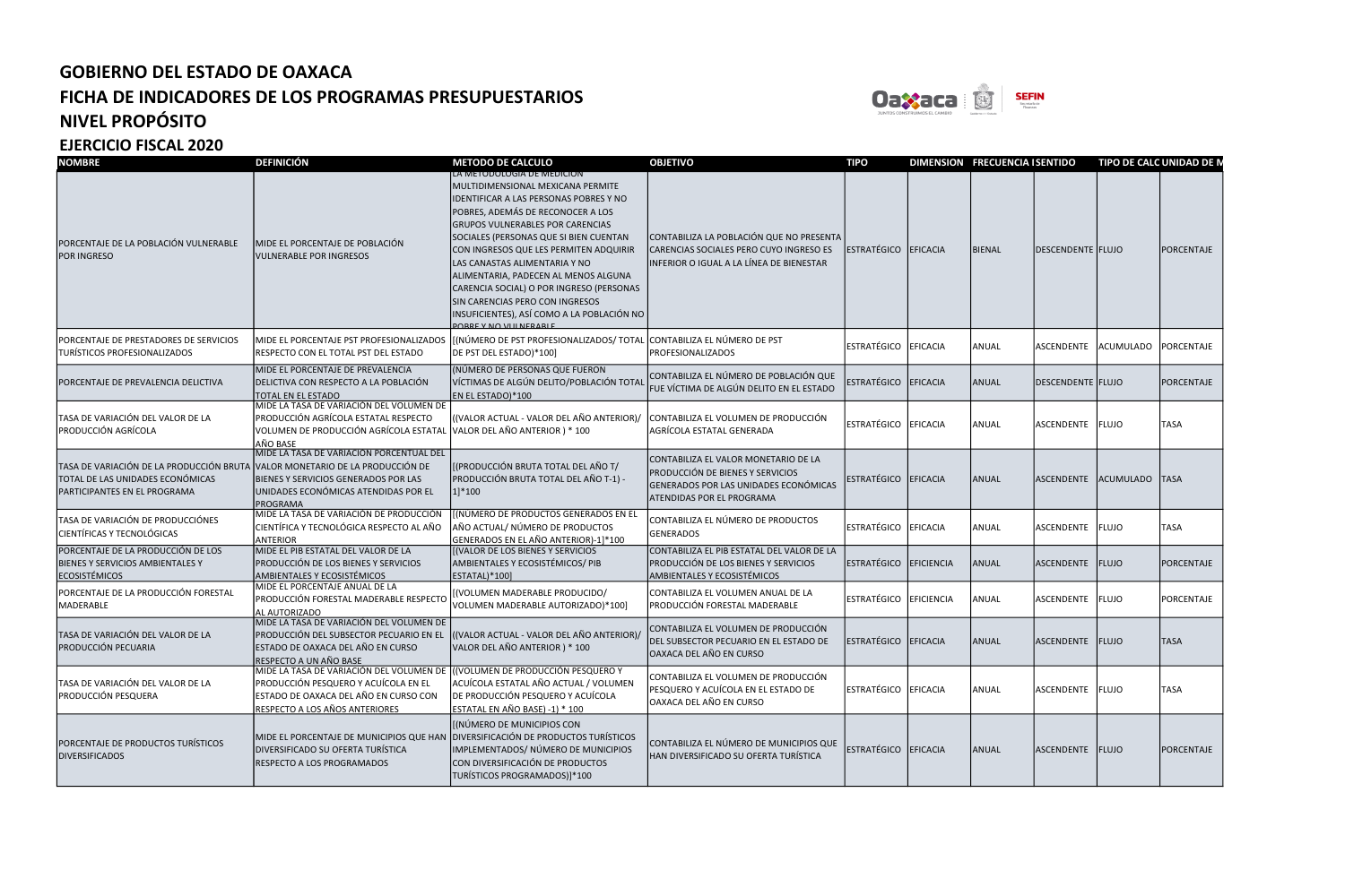# GOBIERNO DEL ESTADO DE OAXACA
## FICHA DE INDICADORES DE LOS PROGRAMAS PRESUPUESTARIOS
## NIVEL PROPÓSITO
### EJERCICIO FISCAL 2020

| NOMBRE | DEFINICIÓN | METODO DE CALCULO | OBJETIVO | TIPO | DIMENSION | FRECUENCIA | SENTIDO | TIPO DE CALC | UNIDAD DE M |
|---|---|---|---|---|---|---|---|---|---|
| PORCENTAJE DE LA POBLACIÓN VULNERABLE POR INGRESO | MIDE EL PORCENTAJE DE POBLACIÓN VULNERABLE POR INGRESOS | LA METODOLOGIA DE MEDICION MULTIDIMENSIONAL MEXICANA PERMITE IDENTIFICAR A LAS PERSONAS POBRES Y NO POBRES, ADEMÁS DE RECONOCER A LOS GRUPOS VULNERABLES POR CARENCIAS SOCIALES (PERSONAS QUE SI BIEN CUENTAN CON INGRESOS QUE LES PERMITEN ADQUIRIR LAS CANASTAS ALIMENTARIA Y NO ALIMENTARIA, PADECEN AL MENOS ALGUNA CARENCIA SOCIAL) O POR INGRESO (PERSONAS SIN CARENCIAS PERO CON INGRESOS INSUFICIENTES), ASÍ COMO A LA POBLACIÓN NO POBRE Y NO VULNERABLE | CONTABILIZA LA POBLACIÓN QUE NO PRESENTA CARENCIAS SOCIALES PERO CUYO INGRESO ES INFERIOR O IGUAL A LA LÍNEA DE BIENESTAR | ESTRATÉGICO | EFICACIA | BIENAL | DESCENDENTE | FLUJO | PORCENTAJE |
| PORCENTAJE DE PRESTADORES DE SERVICIOS TURÍSTICOS PROFESIONALIZADOS | MIDE EL PORCENTAJE PST PROFESIONALIZADOS RESPECTO CON EL TOTAL PST DEL ESTADO | [(NÚMERO DE PST PROFESIONALIZADOS/ TOTAL DE PST DEL ESTADO)*100] | CONTABILIZA EL NÚMERO DE PST PROFESIONALIZADOS | ESTRATÉGICO | EFICACIA | ANUAL | ASCENDENTE | ACUMULADO | PORCENTAJE |
| PORCENTAJE DE PREVALENCIA DELICTIVA | MIDE EL PORCENTAJE DE PREVALENCIA DELICTIVA CON RESPECTO A LA POBLACIÓN TOTAL EN EL ESTADO | (NÚMERO DE PERSONAS QUE FUERON VÍCTIMAS DE ALGÚN DELITO/POBLACIÓN TOTAL EN EL ESTADO)*100 | CONTABILIZA EL NÚMERO DE POBLACIÓN QUE FUE VÍCTIMA DE ALGÚN DELITO EN EL ESTADO | ESTRATÉGICO | EFICACIA | ANUAL | DESCENDENTE | FLUJO | PORCENTAJE |
| TASA DE VARIACIÓN DEL VALOR DE LA PRODUCCIÓN AGRÍCOLA | MIDE LA TASA DE VARIACIÓN DEL VOLUMEN DE PRODUCCIÓN AGRÍCOLA ESTATAL RESPECTO VOLUMEN DE PRODUCCIÓN AGRÍCOLA ESTATAL AÑO BASE | ((VALOR ACTUAL - VALOR DEL AÑO ANTERIOR)/ VALOR DEL AÑO ANTERIOR ) * 100 | CONTABILIZA EL VOLUMEN DE PRODUCCIÓN AGRÍCOLA ESTATAL GENERADA | ESTRATÉGICO | EFICACIA | ANUAL | ASCENDENTE | FLUJO | TASA |
| TASA DE VARIACIÓN DE LA PRODUCCIÓN BRUTA TOTAL DE LAS UNIDADES ECONÓMICAS PARTICIPANTES EN EL PROGRAMA | MIDE LA TASA DE VARIACIÓN PORCENTUAL DEL VALOR MONETARIO DE LA PRODUCCIÓN DE BIENES Y SERVICIOS GENERADOS POR LAS UNIDADES ECONÓMICAS ATENDIDAS POR EL PROGRAMA | [(PRODUCCIÓN BRUTA TOTAL DEL AÑO T/ PRODUCCIÓN BRUTA TOTAL DEL AÑO T-1) - 1]*100 | CONTABILIZA EL VALOR MONETARIO DE LA PRODUCCIÓN DE BIENES Y SERVICIOS GENERADOS POR LAS UNIDADES ECONÓMICAS ATENDIDAS POR EL PROGRAMA | ESTRATÉGICO | EFICACIA | ANUAL | ASCENDENTE | ACUMULADO | TASA |
| TASA DE VARIACIÓN DE PRODUCCIÓNES CIENTÍFICAS Y TECNOLÓGICAS | MIDE LA TASA DE VARIACIÓN DE PRODUCCIÓN CIENTÍFICA Y TECNOLÓGICA RESPECTO AL AÑO ANTERIOR | [(NÚMERO DE PRODUCTOS GENERADOS EN EL AÑO ACTUAL/ NÚMERO DE PRODUCTOS GENERADOS EN EL AÑO ANTERIOR)-1]*100 | CONTABILIZA EL NÚMERO DE PRODUCTOS GENERADOS | ESTRATÉGICO | EFICACIA | ANUAL | ASCENDENTE | FLUJO | TASA |
| PORCENTAJE DE LA PRODUCCIÓN DE LOS BIENES Y SERVICIOS AMBIENTALES Y ECOSISTÉMICOS | MIDE EL PIB ESTATAL DEL VALOR DE LA PRODUCCIÓN DE LOS BIENES Y SERVICIOS AMBIENTALES Y ECOSISTÉMICOS | [(VALOR DE LOS BIENES Y SERVICIOS AMBIENTALES Y ECOSISTÉMICOS/ PIB ESTATAL)*100] | CONTABILIZA EL PIB ESTATAL DEL VALOR DE LA PRODUCCIÓN DE LOS BIENES Y SERVICIOS AMBIENTALES Y ECOSISTÉMICOS | ESTRATÉGICO | EFICIENCIA | ANUAL | ASCENDENTE | FLUJO | PORCENTAJE |
| PORCENTAJE DE LA PRODUCCIÓN FORESTAL MADERABLE | MIDE EL PORCENTAJE ANUAL DE LA PRODUCCIÓN FORESTAL MADERABLE RESPECTO AL AUTORIZADO | [(VOLUMEN MADERABLE PRODUCIDO/ VOLUMEN MADERABLE AUTORIZADO)*100] | CONTABILIZA EL VOLUMEN ANUAL DE LA PRODUCCIÓN FORESTAL MADERABLE | ESTRATÉGICO | EFICIENCIA | ANUAL | ASCENDENTE | FLUJO | PORCENTAJE |
| TASA DE VARIACIÓN DEL VALOR DE LA PRODUCCIÓN PECUARIA | MIDE LA TASA DE VARIACIÓN DEL VOLUMEN DE PRODUCCIÓN DEL SUBSECTOR PECUARIO EN EL ESTADO DE OAXACA DEL AÑO EN CURSO RESPECTO A UN AÑO BASE | ((VALOR ACTUAL - VALOR DEL AÑO ANTERIOR)/ VALOR DEL AÑO ANTERIOR ) * 100 | CONTABILIZA EL VOLUMEN DE PRODUCCIÓN DEL SUBSECTOR PECUARIO EN EL ESTADO DE OAXACA DEL AÑO EN CURSO | ESTRATÉGICO | EFICACIA | ANUAL | ASCENDENTE | FLUJO | TASA |
| TASA DE VARIACIÓN DEL VALOR DE LA PRODUCCIÓN PESQUERA | MIDE LA TASA DE VARIACIÓN DEL VOLUMEN DE PRODUCCIÓN PESQUERO Y ACUÍCOLA EN EL ESTADO DE OAXACA DEL AÑO EN CURSO CON RESPECTO A LOS AÑOS ANTERIORES | ((VOLUMEN DE PRODUCCIÓN PESQUERO Y ACUÍCOLA ESTATAL AÑO ACTUAL / VOLUMEN DE PRODUCCIÓN PESQUERO Y ACUÍCOLA ESTATAL EN AÑO BASE) -1) * 100 | CONTABILIZA EL VOLUMEN DE PRODUCCIÓN PESQUERO Y ACUÍCOLA EN EL ESTADO DE OAXACA DEL AÑO EN CURSO | ESTRATÉGICO | EFICACIA | ANUAL | ASCENDENTE | FLUJO | TASA |
| PORCENTAJE DE PRODUCTOS TURÍSTICOS DIVERSIFICADOS | MIDE EL PORCENTAJE DE MUNICIPIOS QUE HAN DIVERSIFICADO SU OFERTA TURÍSTICA RESPECTO A LOS PROGRAMADOS | [(NÚMERO DE MUNICIPIOS CON DIVERSIFICACIÓN DE PRODUCTOS TURÍSTICOS IMPLEMENTADOS/ NÚMERO DE MUNICIPIOS CON DIVERSIFICACIÓN DE PRODUCTOS TURÍSTICOS PROGRAMADOS)]*100 | CONTABILIZA EL NÚMERO DE MUNICIPIOS QUE HAN DIVERSIFICADO SU OFERTA TURÍSTICA | ESTRATÉGICO | EFICACIA | ANUAL | ASCENDENTE | FLUJO | PORCENTAJE |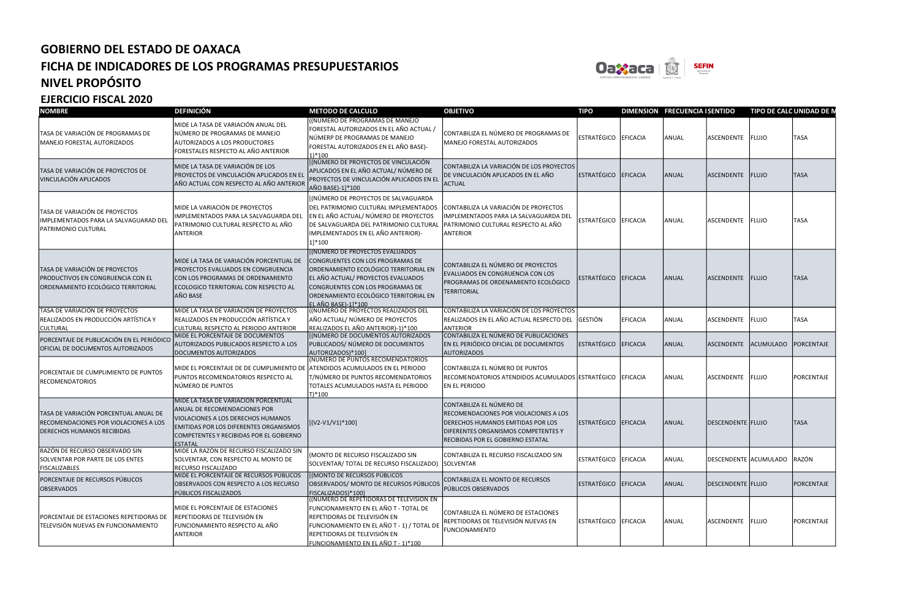# GOBIERNO DEL ESTADO DE OAXACA
## FICHA DE INDICADORES DE LOS PROGRAMAS PRESUPUESTARIOS
## NIVEL PROPÓSITO
## EJERCICIO FISCAL 2020

| NOMBRE | DEFINICIÓN | METODO DE CALCULO | OBJETIVO | TIPO | DIMENSION | FRECUENCIA | SENTIDO | TIPO DE CALC | UNIDAD DE M |
|---|---|---|---|---|---|---|---|---|---|
| TASA DE VARIACIÓN DE PROGRAMAS DE MANEJO FORESTAL AUTORIZADOS | MIDE LA TASA DE VARIACIÓN ANUAL DEL NÚMERO DE PROGRAMAS DE MANEJO AUTORIZADOS A LOS PRODUCTORES FORESTALES RESPECTO AL AÑO ANTERIOR | ((NÚMERO DE PROGRAMAS DE MANEJO FORESTAL AUTORIZADOS EN EL AÑO ACTUAL / NÚMERP DE PROGRAMAS DE MANEJO FORESTAL AUTORIZADOS EN EL AÑO BASE)-1)*100 | CONTABILIZA EL NÚMERO DE PROGRAMAS DE MANEJO FORESTAL AUTORIZADOS | ESTRATÉGICO | EFICACIA | ANUAL | ASCENDENTE | FLUJO | TASA |
| TASA DE VARIACIÓN DE PROYECTOS DE VINCULACIÓN APLICADOS | MIDE LA TASA DE VARIACIÓN DE LOS PROYECTOS DE VINCULACIÓN APLICADOS EN EL AÑO ACTUAL CON RESPECTO AL AÑO ANTERIOR | [(NÚMERO DE PROYECTOS DE VINCULACIÓN APLICADOS EN EL AÑO ACTUAL/ NÚMERO DE PROYECTOS DE VINCULACIÓN APLICADOS EN EL AÑO BASE)-1]*100 | CONTABILIZA LA VARIACIÓN DE LOS PROYECTOS DE VINCULACIÓN APLICADOS EN EL AÑO ACTUAL | ESTRATÉGICO | EFICACIA | ANUAL | ASCENDENTE | FLUJO | TASA |
| TASA DE VARIACIÓN DE PROYECTOS IMPLEMENTADOS PARA LA SALVAGUARAD DEL PATRIMONIO CULTURAL | MIDE LA VARIACIÓN DE PROYECTOS IMPLEMENTADOS PARA LA SALVAGUARDA DEL PATRIMONIO CULTURAL RESPECTO AL AÑO ANTERIOR | [(NÚMERO DE PROYECTOS DE SALVAGUARDA DEL PATRIMONIO CULTURAL IMPLEMENTADOS EN EL AÑO ACTUAL/ NÚMERO DE PROYECTOS DE SALVAGUARDA DEL PATRIMONIO CULTURAL IMPLEMENTADOS EN EL AÑO ANTERIOR)-1]*100 | CONTABILIZA LA VARIACIÓN DE PROYECTOS IMPLEMENTADOS PARA LA SALVAGUARDA DEL PATRIMONIO CULTURAL RESPECTO AL AÑO ANTERIOR | ESTRATÉGICO | EFICACIA | ANUAL | ASCENDENTE | FLUJO | TASA |
| TASA DE VARIACIÓN DE PROYECTOS PRODUCTIVOS EN CONGRUENCIA CON EL ORDENAMIENTO ECOLÓGICO TERRITORIAL | MIDE LA TASA DE VARIACIÓN PORCENTUAL DE PROYECTOS EVALUADOS EN CONGRUENCIA CON LOS PROGRAMAS DE ORDENAMIENTO ECOLOGICO TERRITORIAL CON RESPECTO AL AÑO BASE | [(NÚMERO DE PROYECTOS EVALUADOS CONGRUENTES CON LOS PROGRAMAS DE ORDENAMIENTO ECOLÓGICO TERRITORIAL EN EL AÑO ACTUAL/ PROYECTOS EVALUADOS CONGRUENTES CON LOS PROGRAMAS DE ORDENAMIENTO ECOLÓGICO TERRITORIAL EN EL AÑO BASE)-1]*100 | CONTABILIZA EL NÚMERO DE PROYECTOS EVALUADOS EN CONGRUENCIA CON LOS PROGRAMAS DE ORDENAMIENTO ECOLÓGICO TERRITORIAL | ESTRATÉGICO | EFICACIA | ANUAL | ASCENDENTE | FLUJO | TASA |
| TASA DE VARIACIÓN DE PROYECTOS REALIZADOS EN PRODUCCIÓN ARTÍSTICA Y CULTURAL | MIDE LA TASA DE VARIACIÓN DE PROYECTOS REALIZADOS EN PRODUCCIÓN ARTÍSTICA Y CULTURAL RESPECTO AL PERIODO ANTERIOR | ((NÚMERO DE PROYECTOS REALIZADOS DEL AÑO ACTUAL/ NÚMERO DE PROYECTOS REALIZADOS EL AÑO ANTERIOR)-1)*100 | CONTABILIZA LA VARIACIÓN DE LOS PROYECTOS REALIZADOS EN EL AÑO ACTUAL RESPECTO DEL ANTERIOR | GESTIÓN | EFICACIA | ANUAL | ASCENDENTE | FLUJO | TASA |
| PORCENTAJE DE PUBLICACIÓN EN EL PERIÓDICO OFICIAL DE DOCUMENTOS AUTORIZADOS | MIDE EL PORCENTAJE DE DOCUMENTOS AUTORIZADOS PUBLICADOS RESPECTO A LOS DOCUMENTOS AUTORIZADOS | [(NÚMERO DE DOCUMENTOS AUTORIZADOS PUBLICADOS/ NÚMERO DE DOCUMENTOS AUTORIZADOS)*100] | CONTABILIZA EL NÚMERO DE PUBLICACIONES EN EL PERIÓDICO OFICIAL DE DOCUMENTOS AUTORIZADOS | ESTRATÉGICO | EFICACIA | ANUAL | ASCENDENTE | ACUMULADO | PORCENTAJE |
| PORCENTAJE DE CUMPLIMIENTO DE PUNTOS RECOMENDATORIOS | MIDE EL PORCENTAJE DE DE CUMPLIMIENTO DE PUNTOS RECOMENDATORIOS RESPECTO AL NÚMERO DE PUNTOS | (NÚMERO DE PUNTOS RECOMENDATORIOS ATENDIDOS ACUMULADOS EN EL PERIODO T/NÚMERO DE PUNTOS RECOMENDATORIOS TOTALES ACUMULADOS HASTA EL PERIODO T)*100 | CONTABILIZA EL NÚMERO DE PUNTOS RECOMENDATORIOS ATENDIDOS ACUMULADOS EN EL PERIODO | ESTRATÉGICO | EFICACIA | ANUAL | ASCENDENTE | FLUJO | PORCENTAJE |
| TASA DE VARIACIÓN PORCENTUAL ANUAL DE RECOMENDACIONES POR VIOLACIONES A LOS DERECHOS HUMANOS RECIBIDAS | MIDE LA TASA DE VARIACIÓN PORCENTUAL ANUAL DE RECOMENDACIONES POR VIOLACIONES A LOS DERECHOS HUMANOS EMITIDAS POR LOS DIFERENTES ORGANISMOS COMPETENTES Y RECIBIDAS POR EL GOBIERNO ESTATAL | [(V2-V1/V1)*100] | CONTABILIZA EL NÚMERO DE RECOMENDACIONES POR VIOLACIONES A LOS DERECHOS HUMANOS EMITIDAS POR LOS DIFERENTES ORGANISMOS COMPETENTES Y RECIBIDAS POR EL GOBIERNO ESTATAL | ESTRATÉGICO | EFICACIA | ANUAL | DESCENDENTE | FLUJO | TASA |
| RAZÓN DE RECURSO OBSERVADO SIN SOLVENTAR POR PARTE DE LOS ENTES FISCALIZABLES | MIDE LA RAZÓN DE RECURSO FISCALIZADO SIN SOLVENTAR, CON RESPECTO AL MONTO DE RECURSO FISCALIZADO | (MONTO DE RECURSO FISCALIZADO SIN SOLVENTAR/ TOTAL DE RECURSO FISCALIZADO) | CONTABILIZA EL RECURSO FISCALIZADO SIN SOLVENTAR | ESTRATÉGICO | EFICACIA | ANUAL | DESCENDENTE | ACUMULADO | RAZÓN |
| PORCENTAJE DE RECURSOS PÚBLICOS OBSERVADOS | MIDE EL PORCENTAJE DE RECURSOS PÚBLICOS OBSERVADOS CON RESPECTO A LOS RECURSO PÚBLICOS FISCALIZADOS | [(MONTO DE RECURSOS PÚBLICOS OBSERVADOS/ MONTO DE RECURSOS PÚBLICOS FISCALIZADOS)*100] | CONTABILIZA EL MONTO DE RECURSOS PÚBLICOS OBSERVADOS | ESTRATÉGICO | EFICACIA | ANUAL | DESCENDENTE | FLUJO | PORCENTAJE |
| PORCENTAJE DE ESTACIONES REPETIDORAS DE TELEVISIÓN NUEVAS EN FUNCIONAMIENTO | MIDE EL PORCENTAJE DE ESTACIONES REPETIDORAS DE TELEVISIÓN EN FUNCIONAMIENTO RESPECTO AL AÑO ANTERIOR | ((NÚMERO DE REPETIDORAS DE TELEVISIÓN EN FUNCIONAMIENTO EN EL AÑO T - TOTAL DE REPETIDORAS DE TELEVISIÓN EN FUNCIONAMIENTO EN EL AÑO T - 1) / TOTAL DE REPETIDORAS DE TELEVISIÓN EN FUNCIONAMIENTO EN EL AÑO T - 1)*100 | CONTABILIZA EL NÚMERO DE ESTACIONES REPETIDORAS DE TELEVISIÓN NUEVAS EN FUNCIONAMIENTO | ESTRATÉGICO | EFICACIA | ANUAL | ASCENDENTE | FLUJO | PORCENTAJE |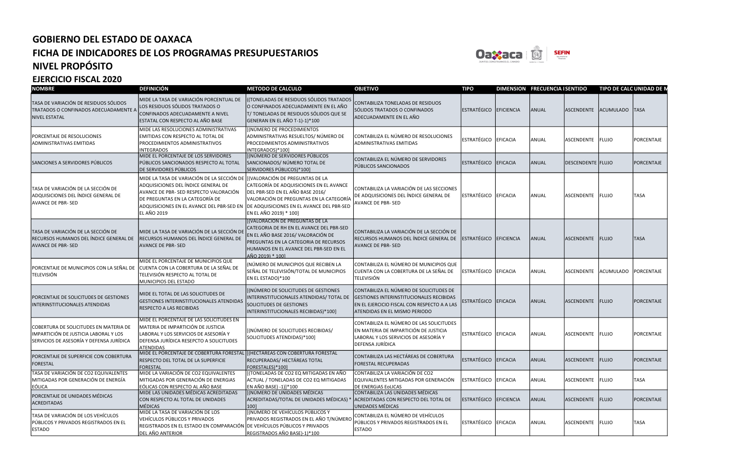# GOBIERNO DEL ESTADO DE OAXACA

## FICHA DE INDICADORES DE LOS PROGRAMAS PRESUPUESTARIOS

## NIVEL PROPÓSITO

## EJERCICIO FISCAL 2020

| NOMBRE | DEFINICIÓN | METODO DE CALCULO | OBJETIVO | TIPO | DIMENSION | FRECUENCIA | SENTIDO | TIPO DE CALC | UNIDAD DE M |
|---|---|---|---|---|---|---|---|---|---|
| TASA DE VARIACIÓN DE RESIDUOS SÓLIDOS TRATADOS O CONFINADOS ADECUADAMENTE A NIVEL ESTATAL | MIDE LA TASA DE VARIACIÓN PORCENTUAL DE LOS RESIDUOS SÓLIDOS TRATADOS O CONFINADOS ADECUADAMENTE A NIVEL ESTATAL CON RESPECTO AL AÑO BASE | ((TONELADAS DE RESIDUOS SÓLIDOS TRATADOS O CONFINADOS ADECUADAMENTE EN EL AÑO T/ TONELADAS DE RESIDUOS SÓLIDOS QUE SE GENERAN EN EL AÑO T-1)-1)*100 | CONTABILIZA TONELADAS DE RESIDUOS SÓLIDOS TRATADOS O CONFINADOS ADECUADAMENTE EN EL AÑO | ESTRATÉGICO | EFICIENCIA | ANUAL | ASCENDENTE | ACUMULADO | TASA |
| PORCENTAJE DE RESOLUCIONES ADMINISTRATIVAS EMITIDAS | MIDE LAS RESOLUCIONES ADMINISTRATIVAS EMITIDAS CON RESPECTO AL TOTAL DE PROCEDIMIENTOS ADMINISTRATIVOS INTEGRADOS | [(NÚMERO DE PROCEDIMIENTOS ADMINISTRATIVOS RESUELTOS/ NÚMERO DE PROCEDIMIENTOS ADMINISTRATIVOS INTEGRADOS)*100] | CONTABILIZA EL NÚMERO DE RESOLUCIONES ADMINISTRATIVAS EMITIDAS | ESTRATÉGICO | EFICACIA | ANUAL | ASCENDENTE | FLUJO | PORCENTAJE |
| SANCIONES A SERVIDORES PÚBLICOS | MIDE EL PORCENTAJE DE LOS SERVIDORES PÚBLICOS SANCIONADOS RESPECTO AL TOTAL DE SERVIDORES PÚBLICOS | [(NÚMERO DE SERVIDORES PÚBLICOS SANCIONADOS/ NÚMERO TOTAL DE SERVIDORES PÚBLICOS)*100] | CONTABILIZA EL NÚMERO DE SERVIDORES PÚBLICOS SANCIONADOS | ESTRATÉGICO | EFICACIA | ANUAL | DESCENDENTE | FLUJO | PORCENTAJE |
| TASA DE VARIACIÓN DE LA SECCIÓN DE ADQUISICIONES DEL ÍNDICE GENERAL DE AVANCE DE PBR- SED | MIDE LA TASA DE VARIACIÓN DE LA SECCIÓN DE ADQUISICIONES DEL ÍNDICE GENERAL DE AVANCE DE PBR- SED RESPECTO VALORACIÓN DE PREGUNTAS EN LA CATEGORÍA DE ADQUISICIONES EN EL AVANCE DEL PBR-SED EN EL AÑO 2019 | [(VALORACIÓN DE PREGUNTAS DE LA CATEGORÍA DE ADQUISICIONES EN EL AVANCE DEL PBR-SED EN EL AÑO BASE 2016/ VALORACIÓN DE PREGUNTAS EN LA CATEGORÍA DE ADQUISICIONES EN EL AVANCE DEL PBR-SED EN EL AÑO 2019) * 100] | CONTABILIZA LA VARIACIÓN DE LAS SECCIONES DE ADQUISICIONES DEL ÍNDICE GENERAL DE AVANCE DE PBR- SED | ESTRATÉGICO | EFICACIA | ANUAL | ASCENDENTE | FLUJO | TASA |
| TASA DE VARIACIÓN DE LA SECCIÓN DE RECURSOS HUMANOS DEL ÍNDICE GENERAL DE AVANCE DE PBR- SED | MIDE LA TASA DE VARIACIÓN DE LA SECCIÓN DE RECURSOS HUMANOS DEL ÍNDICE GENERAL DE AVANCE DE PBR- SED | [(VALORACION DE PREGUNTAS DE LA CATEGORIA DE RH EN EL AVANCE DEL PBR-SED EN EL AÑO BASE 2016/ VALORACIÓN DE PREGUNTAS EN LA CATEGORIA DE RECURSOS HUMANOS EN EL AVANCE DEL PBR-SED EN EL AÑO 2019) * 100] | CONTABILIZA LA VARIACIÓN DE LA SECCIÓN DE RECURSOS HUMANOS DEL ÍNDICE GENERAL DE AVANCE DE PBR- SED | ESTRATÉGICO | EFICIENCIA | ANUAL | ASCENDENTE | FLUJO | TASA |
| PORCENTAJE DE MUNICIPIOS CON LA SEÑAL DE TELEVISIÓN | MIDE EL PORCENTAJE DE MUNICIPIOS QUE CUENTA CON LA COBERTURA DE LA SEÑAL DE TELEVISIÓN RESPECTO AL TOTAL DE MUNICIPIOS DEL ESTADO | (NÚMERO DE MUNICIPIOS QUE RECIBEN LA SEÑAL DE TELEVISIÓN/TOTAL DE MUNICIPIOS EN EL ESTADO)*100 | CONTABILIZA EL NÚMERO DE MUNICIPIOS QUE CUENTA CON LA COBERTURA DE LA SEÑAL DE TELEVISIÓN | ESTRATÉGICO | EFICACIA | ANUAL | ASCENDENTE | ACUMULADO | PORCENTAJE |
| PORCENTAJE DE SOLICITUDES DE GESTIONES INTERINSTITUCIONALES ATENDIDAS | MIDE EL TOTAL DE LAS SOLICITUDES DE GESTIONES INTERINSTITUCIONALES ATENDIDAS RESPECTO A LAS RECIBIDAS | [(NÚMERO DE SOLICITUDES DE GESTIONES INTERINSTITUCIONALES ATENDIDAS/ TOTAL DE SOLICITUDES DE GESTIONES INTERINSTITUCIONALES RECIBIDAS)*100] | CONTABILIZA EL NÚMERO DE SOLICITUDES DE GESTIONES INTERINSTITUCIONALES RECIBIDAS EN EL EJERCICIO FISCAL CON RESPECTO A A LAS ATENDIDAS EN EL MISMO PERIODO | ESTRATÉGICO | EFICACIA | ANUAL | ASCENDENTE | FLUJO | PORCENTAJE |
| COBERTURA DE SOLICITUDES EN MATERIA DE IMPARTICIÓN DE JUSTICIA LABORAL Y LOS SERVICIOS DE ASESORÍA Y DEFENSA JURÍDICA | MIDE EL PORCENTAJE DE LAS SOLICITUDES EN MATERIA DE IMPARTICIÓN DE JUSTICIA LABORAL Y LOS SERVICIOS DE ASESORÍA Y DEFENSA JURÍDICA RESEPCTO A SOLICITUDES ATENDIDAS | [(NÚMERO DE SOLICITUDES RECIBIDAS/ SOLICITUDES ATENDIDAS)*100] | CONTABILIZA EL NÚMERO DE LAS SOLICITUDES EN MATERIA DE IMPARTICIÓN DE JUSTICIA LABORAL Y LOS SERVICIOS DE ASESORÍA Y DEFENSA JURÍDICA | ESTRATÉGICO | EFICACIA | ANUAL | ASCENDENTE | FLUJO | PORCENTAJE |
| PORCENTAJE DE SUPERFICIE CON COBERTURA FORESTAL | MIDE EL PORCENTAJE DE COBERTURA FORESTAL RESPECTO DEL TOTAL DE LA SUPERFICIE FORESTAL | [(HECTÁREAS CON COBERTURA FORESTAL RECUPERADAS/ HECTÁREAS TOTAL FORESTALES)*100] | CONTABILIZA LAS HECTÁREAS DE COBERTURA FORESTAL RECUPERADAS | ESTRATÉGICO | EFICACIA | ANUAL | ASCENDENTE | FLUJO | PORCENTAJE |
| TASA DE VARIACIÓN DE CO2 EQUIVALENTES MITIGADAS POR GENERACIÓN DE ENERGÍA EÓLICA | MIDE LA VARIACIÓN DE CO2 EQUIVALENTES MITIGADAS POR GENERACIÓN DE ENERGíAS EÓLICAS CON RESPECTO AL AÑO BASE | [(TONELADAS DE CO2 EQ MITIGADAS EN AÑO ACTUAL / TONELADAS DE CO2 EQ MITIGADAS EN AÑO BASE) -1)]*100 | CONTABILIZA LA VARIACIÓN DE CO2 EQUIVALENTES MITIGADAS POR GENERACIÓN DE ENERGIAS EoLICAS | ESTRATÉGICO | EFICACIA | ANUAL | ASCENDENTE | FLUJO | TASA |
| PORCENTAJE DE UNIDADES MÉDICAS ACREDITADAS | MIDE LAS UNIDADES MÉDICAS ACREDITADAS CON RESPECTO AL TOTAL DE UNIDADES MÉDICAS | [(NÚMERO DE UNIDADES MÉDICAS ACREDITADAS/TOTAL DE UNIDADES MÉDICAS) * 100] | CONTABILIZA LAS UNIDADES MÉDICAS ACREDITADAS CON RESPECTO DEL TOTAL DE UNIDADES MÉDICAS | ESTRATÉGICO | EFICIENCIA | ANUAL | ASCENDENTE | FLUJO | PORCENTAJE |
| TASA DE VARIACIÓN DE LOS VEHÍCULOS PÚBLICOS Y PRIVADOS REGISTRADOS EN EL ESTADO | MIDE LA TASA DE VARIACIÓN DE LOS VEHÍCULOS PÚBLICOS Y PRIVADOS REGISTRADOS EN EL ESTADO EN COMPARACIÓN DEL AÑO ANTERIOR | [(NÚMERO DE VEHÍCULOS PÚBLICOS Y PRIVADOS REGISTRADOS EN EL AÑO T/NÚMERO DE VEHÍCULOS PÚBLICOS Y PRIVADOS REGISTRADOS AÑO BASE)-1)*100 | CONTABILIZA EL NÚMERO DE VEHÍCULOS PÚBLICOS Y PRIVADOS REGISTRADOS EN EL ESTADO | ESTRATÉGICO | EFICACIA | ANUAL | ASCENDENTE | FLUJO | TASA |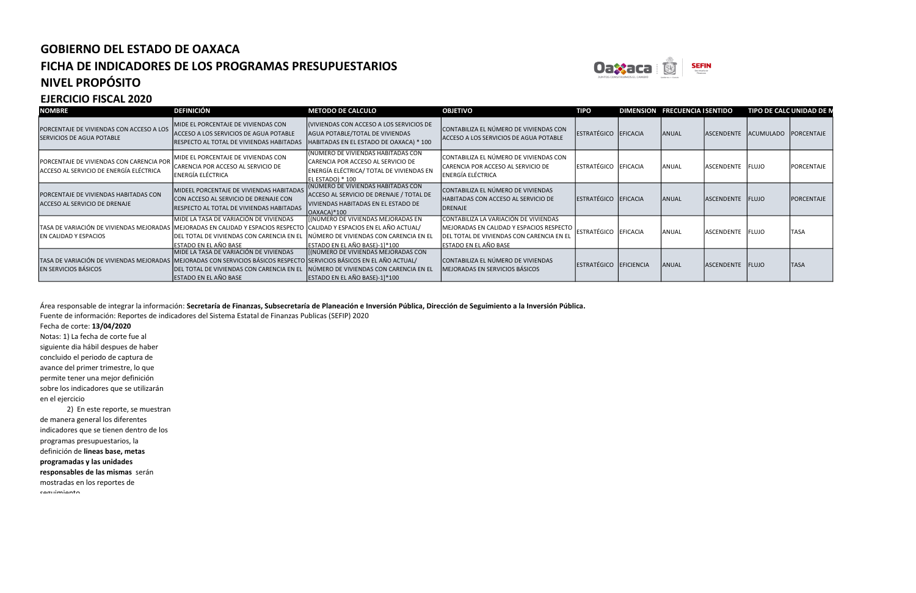# GOBIERNO DEL ESTADO DE OAXACA
# FICHA DE INDICADORES DE LOS PROGRAMAS PRESUPUESTARIOS
# NIVEL PROPÓSITO
## EJERCICIO FISCAL 2020

| NOMBRE | DEFINICIÓN | METODO DE CALCULO | OBJETIVO | TIPO | DIMENSION | FRECUENCIA I | SENTIDO | TIPO DE CALC | UNIDAD DE M |
|---|---|---|---|---|---|---|---|---|---|
| PORCENTAJE DE VIVIENDAS CON ACCESO A LOS SERVICIOS DE AGUA POTABLE | MIDE EL PORCENTAJE DE VIVIENDAS CON ACCESO A LOS SERVICIOS DE AGUA POTABLE RESPECTO AL TOTAL DE VIVIENDAS HABITADAS | (VIVIENDAS CON ACCESO A LOS SERVICIOS DE AGUA POTABLE/TOTAL DE VIVIENDAS HABITADAS EN EL ESTADO DE OAXACA) * 100 | CONTABILIZA EL NÚMERO DE VIVIENDAS CON ACCESO A LOS SERVICIOS DE AGUA POTABLE | ESTRATÉGICO | EFICACIA | ANUAL | ASCENDENTE | ACUMULADO | PORCENTAJE |
| PORCENTAJE DE VIVIENDAS CON CARENCIA POR ACCESO AL SERVICIO DE ENERGÍA ELÉCTRICA | MIDE EL PORCENTAJE DE VIVIENDAS CON CARENCIA POR ACCESO AL SERVICIO DE ENERGÍA ELÉCTRICA | (NUMERO DE VIVIENDAS HABITADAS CON CARENCIA POR ACCESO AL SERVICIO DE ENERGÍA ELÉCTRICA/ TOTAL DE VIVIENDAS EN EL ESTADO) * 100 | CONTABILIZA EL NÚMERO DE VIVIENDAS CON CARENCIA POR ACCESO AL SERVICIO DE ENERGÍA ELÉCTRICA | ESTRATÉGICO | EFICACIA | ANUAL | ASCENDENTE | FLUJO | PORCENTAJE |
| PORCENTAJE DE VIVIENDAS HABITADAS CON ACCESO AL SERVICIO DE DRENAJE | MIDEEL PORCENTAJE DE VIVIENDAS HABITADAS CON ACCESO AL SERVICIO DE DRENAJE CON RESPECTO AL TOTAL DE VIVIENDAS HABITADAS | (NUMERO DE VIVIENDAS HABITADAS CON ACCESO AL SERVICIO DE DRENAJE / TOTAL DE VIVIENDAS HABITADAS EN EL ESTADO DE OAXACA)*100 | CONTABILIZA EL NÚMERO DE VIVIENDAS HABITADAS CON ACCESO AL SERVICIO DE DRENAJE | ESTRATÉGICO | EFICACIA | ANUAL | ASCENDENTE | FLUJO | PORCENTAJE |
| TASA DE VARIACIÓN DE VIVIENDAS MEJORADAS EN CALIDAD Y ESPACIOS | MIDE LA TASA DE VARIACIÓN DE VIVIENDAS MEJORADAS EN CALIDAD Y ESPACIOS RESPECTO DEL TOTAL DE VIVIENDAS CON CARENCIA EN EL ESTADO EN EL AÑO BASE | [(NUMERO DE VIVIENDAS MEJORADAS EN CALIDAD Y ESPACIOS EN EL AÑO ACTUAL/ NÚMERO DE VIVIENDAS CON CARENCIA EN EL ESTADO EN EL AÑO BASE)-1]*100 | CONTABILIZA LA VARIACIÓN DE VIVIENDAS MEJORADAS EN CALIDAD Y ESPACIOS RESPECTO DEL TOTAL DE VIVIENDAS CON CARENCIA EN EL ESTADO EN EL AÑO BASE | ESTRATÉGICO | EFICACIA | ANUAL | ASCENDENTE | FLUJO | TASA |
| TASA DE VARIACIÓN DE VIVIENDAS MEJORADAS EN SERVICIOS BÁSICOS | MIDE LA TASA DE VARIACIÓN DE VIVIENDAS MEJORADAS CON SERVICIOS BÁSICOS RESPECTO DEL TOTAL DE VIVIENDAS CON CARENCIA EN EL ESTADO EN EL AÑO BASE | [(NÚMERO DE VIVIENDAS MEJORADAS CON SERVICIOS BÁSICOS EN EL AÑO ACTUAL/ NÚMERO DE VIVIENDAS CON CARENCIA EN EL ESTADO EN EL AÑO BASE)-1]*100 | CONTABILIZA EL NÚMERO DE VIVIENDAS MEJORADAS EN SERVICIOS BÁSICOS | ESTRATÉGICO | EFICIENCIA | ANUAL | ASCENDENTE | FLUJO | TASA |

Área responsable de integrar la información: **Secretaría de Finanzas, Subsecretaría de Planeación e Inversión Pública, Dirección de Seguimiento a la Inversión Pública.**

Fuente de información: Reportes de indicadores del Sistema Estatal de Finanzas Publicas (SEFIP) 2020

Fecha de corte: **13/04/2020**

Notas: 1) La fecha de corte fue al siguiente dia hábil despues de haber concluido el periodo de captura de avance del primer trimestre, lo que permite tener una mejor definición sobre los indicadores que se utilizarán en el ejercicio

2) En este reporte, se muestran de manera general los diferentes indicadores que se tienen dentro de los programas presupuestarios, la definición de **lineas base, metas programadas y las unidades responsables de las mismas** serán mostradas en los reportes de seguimiento